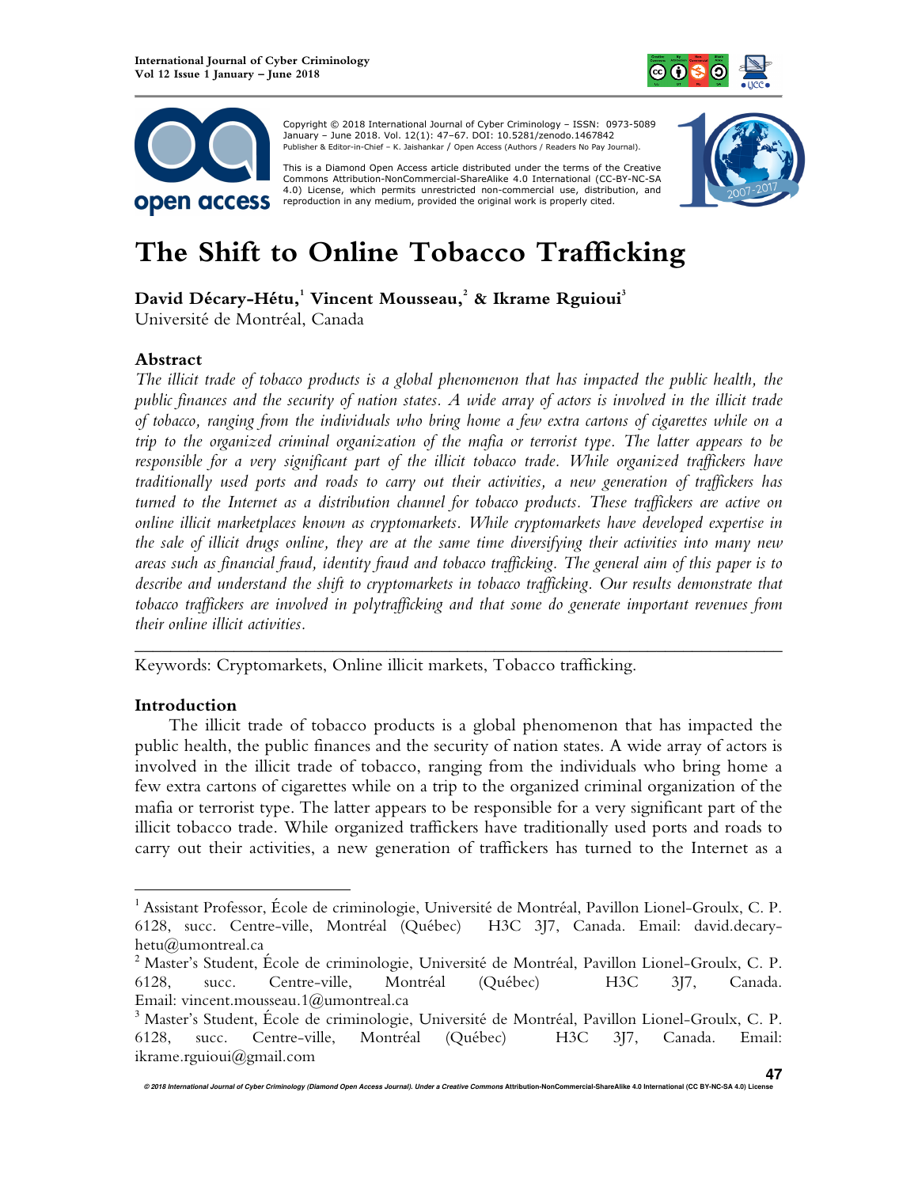Copyright © 2018 International Journal of Cyber Criminology – ISSN: 0973-5089 January – June 2018. Vol. 12(1): 47–67. DOI: 10.5281/zenodo.1467842
Publisher & Editor-in-Chief – K. Jaishankar / Open Access (Authors / Readers No Pay Journal).

This is a Diamond Open Access article distributed under the terms of the Creative Commons Attribution-NonCommercial-ShareAlike 4.0 International (CC-BY-NC-SA 4.0) License, which permits unrestricted non-commercial use, distribution, and reproduction in any medium, provided the original work is properly cited.

# The Shift to Online Tobacco Trafficking

**David Décary-Hétu,[1] Vincent Mousseau,[2] & Ikrame Rguioui[3]**
Université de Montréal, Canada

## Abstract

*The illicit trade of tobacco products is a global phenomenon that has impacted the public health, the public finances and the security of nation states. A wide array of actors is involved in the illicit trade of tobacco, ranging from the individuals who bring home a few extra cartons of cigarettes while on a trip to the organized criminal organization of the mafia or terrorist type. The latter appears to be responsible for a very significant part of the illicit tobacco trade. While organized traffickers have traditionally used ports and roads to carry out their activities, a new generation of traffickers has turned to the Internet as a distribution channel for tobacco products. These traffickers are active on online illicit marketplaces known as cryptomarkets. While cryptomarkets have developed expertise in the sale of illicit drugs online, they are at the same time diversifying their activities into many new areas such as financial fraud, identity fraud and tobacco trafficking. The general aim of this paper is to describe and understand the shift to cryptomarkets in tobacco trafficking. Our results demonstrate that tobacco traffickers are involved in polytrafficking and that some do generate important revenues from their online illicit activities.*

---

Keywords: Cryptomarkets, Online illicit markets, Tobacco trafficking.

## Introduction

The illicit trade of tobacco products is a global phenomenon that has impacted the public health, the public finances and the security of nation states. A wide array of actors is involved in the illicit trade of tobacco, ranging from the individuals who bring home a few extra cartons of cigarettes while on a trip to the organized criminal organization of the mafia or terrorist type. The latter appears to be responsible for a very significant part of the illicit tobacco trade. While organized traffickers have traditionally used ports and roads to carry out their activities, a new generation of traffickers has turned to the Internet as a

---

[1] Assistant Professor, École de criminologie, Université de Montréal, Pavillon Lionel-Groulx, C. P. 6128, succ. Centre-ville, Montréal (Québec) H3C 3J7, Canada. Email: david.decary-hetu@umontreal.ca

[2] Master's Student, École de criminologie, Université de Montréal, Pavillon Lionel-Groulx, C. P. 6128, succ. Centre-ville, Montréal (Québec) H3C 3J7, Canada. Email: vincent.mousseau.1@umontreal.ca

[3] Master's Student, École de criminologie, Université de Montréal, Pavillon Lionel-Groulx, C. P. 6128, succ. Centre-ville, Montréal (Québec) H3C 3J7, Canada. Email: ikrame.rguioui@gmail.com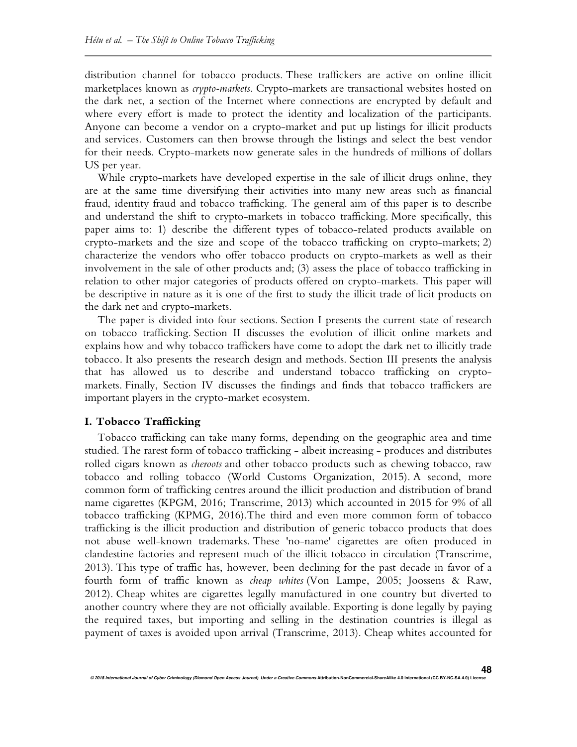distribution channel for tobacco products. These traffickers are active on online illicit marketplaces known as *crypto-markets*. Crypto-markets are transactional websites hosted on the dark net, a section of the Internet where connections are encrypted by default and where every effort is made to protect the identity and localization of the participants. Anyone can become a vendor on a crypto-market and put up listings for illicit products and services. Customers can then browse through the listings and select the best vendor for their needs. Crypto-markets now generate sales in the hundreds of millions of dollars US per year.

While crypto-markets have developed expertise in the sale of illicit drugs online, they are at the same time diversifying their activities into many new areas such as financial fraud, identity fraud and tobacco trafficking. The general aim of this paper is to describe and understand the shift to crypto-markets in tobacco trafficking. More specifically, this paper aims to: 1) describe the different types of tobacco-related products available on crypto-markets and the size and scope of the tobacco trafficking on crypto-markets; 2) characterize the vendors who offer tobacco products on crypto-markets as well as their involvement in the sale of other products and; (3) assess the place of tobacco trafficking in relation to other major categories of products offered on crypto-markets. This paper will be descriptive in nature as it is one of the first to study the illicit trade of licit products on the dark net and crypto-markets.

The paper is divided into four sections. Section I presents the current state of research on tobacco trafficking. Section II discusses the evolution of illicit online markets and explains how and why tobacco traffickers have come to adopt the dark net to illicitly trade tobacco. It also presents the research design and methods. Section III presents the analysis that has allowed us to describe and understand tobacco trafficking on crypto-markets. Finally, Section IV discusses the findings and finds that tobacco traffickers are important players in the crypto-market ecosystem.

## I. Tobacco Trafficking

Tobacco trafficking can take many forms, depending on the geographic area and time studied. The rarest form of tobacco trafficking - albeit increasing - produces and distributes rolled cigars known as *cheroots* and other tobacco products such as chewing tobacco, raw tobacco and rolling tobacco (World Customs Organization, 2015). A second, more common form of trafficking centres around the illicit production and distribution of brand name cigarettes (KPGM, 2016; Transcrime, 2013) which accounted in 2015 for 9% of all tobacco trafficking (KPMG, 2016).The third and even more common form of tobacco trafficking is the illicit production and distribution of generic tobacco products that does not abuse well-known trademarks. These 'no-name' cigarettes are often produced in clandestine factories and represent much of the illicit tobacco in circulation (Transcrime, 2013). This type of traffic has, however, been declining for the past decade in favor of a fourth form of traffic known as *cheap whites* (Von Lampe, 2005; Joossens & Raw, 2012). Cheap whites are cigarettes legally manufactured in one country but diverted to another country where they are not officially available. Exporting is done legally by paying the required taxes, but importing and selling in the destination countries is illegal as payment of taxes is avoided upon arrival (Transcrime, 2013). Cheap whites accounted for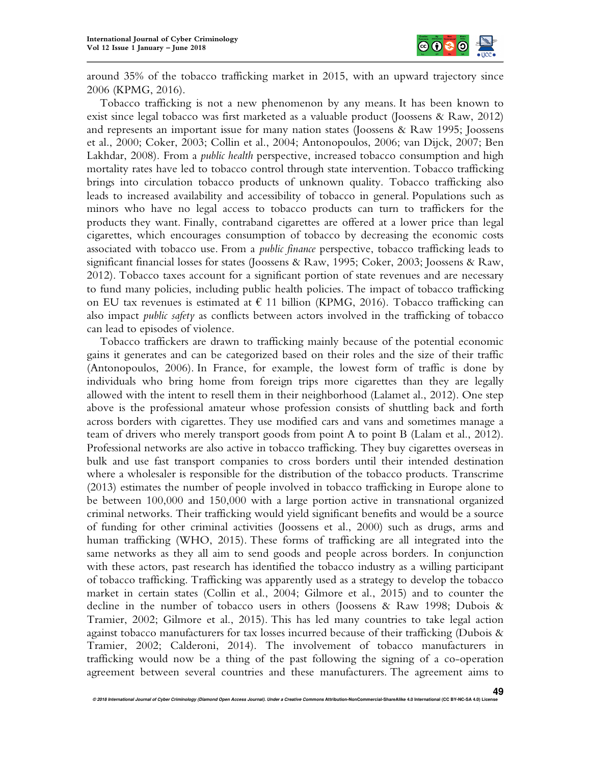around 35% of the tobacco trafficking market in 2015, with an upward trajectory since 2006 (KPMG, 2016).

Tobacco trafficking is not a new phenomenon by any means. It has been known to exist since legal tobacco was first marketed as a valuable product (Joossens & Raw, 2012) and represents an important issue for many nation states (Joossens & Raw 1995; Joossens et al., 2000; Coker, 2003; Collin et al., 2004; Antonopoulos, 2006; van Dijck, 2007; Ben Lakhdar, 2008). From a *public health* perspective, increased tobacco consumption and high mortality rates have led to tobacco control through state intervention. Tobacco trafficking brings into circulation tobacco products of unknown quality. Tobacco trafficking also leads to increased availability and accessibility of tobacco in general. Populations such as minors who have no legal access to tobacco products can turn to traffickers for the products they want. Finally, contraband cigarettes are offered at a lower price than legal cigarettes, which encourages consumption of tobacco by decreasing the economic costs associated with tobacco use. From a *public finance* perspective, tobacco trafficking leads to significant financial losses for states (Joossens & Raw, 1995; Coker, 2003; Joossens & Raw, 2012). Tobacco taxes account for a significant portion of state revenues and are necessary to fund many policies, including public health policies. The impact of tobacco trafficking on EU tax revenues is estimated at € 11 billion (KPMG, 2016). Tobacco trafficking can also impact *public safety* as conflicts between actors involved in the trafficking of tobacco can lead to episodes of violence.

Tobacco traffickers are drawn to trafficking mainly because of the potential economic gains it generates and can be categorized based on their roles and the size of their traffic (Antonopoulos, 2006). In France, for example, the lowest form of traffic is done by individuals who bring home from foreign trips more cigarettes than they are legally allowed with the intent to resell them in their neighborhood (Lalamet al., 2012). One step above is the professional amateur whose profession consists of shuttling back and forth across borders with cigarettes. They use modified cars and vans and sometimes manage a team of drivers who merely transport goods from point A to point B (Lalam et al., 2012). Professional networks are also active in tobacco trafficking. They buy cigarettes overseas in bulk and use fast transport companies to cross borders until their intended destination where a wholesaler is responsible for the distribution of the tobacco products. Transcrime (2013) estimates the number of people involved in tobacco trafficking in Europe alone to be between 100,000 and 150,000 with a large portion active in transnational organized criminal networks. Their trafficking would yield significant benefits and would be a source of funding for other criminal activities (Joossens et al., 2000) such as drugs, arms and human trafficking (WHO, 2015). These forms of trafficking are all integrated into the same networks as they all aim to send goods and people across borders. In conjunction with these actors, past research has identified the tobacco industry as a willing participant of tobacco trafficking. Trafficking was apparently used as a strategy to develop the tobacco market in certain states (Collin et al., 2004; Gilmore et al., 2015) and to counter the decline in the number of tobacco users in others (Joossens & Raw 1998; Dubois & Tramier, 2002; Gilmore et al., 2015). This has led many countries to take legal action against tobacco manufacturers for tax losses incurred because of their trafficking (Dubois & Tramier, 2002; Calderoni, 2014). The involvement of tobacco manufacturers in trafficking would now be a thing of the past following the signing of a co-operation agreement between several countries and these manufacturers. The agreement aims to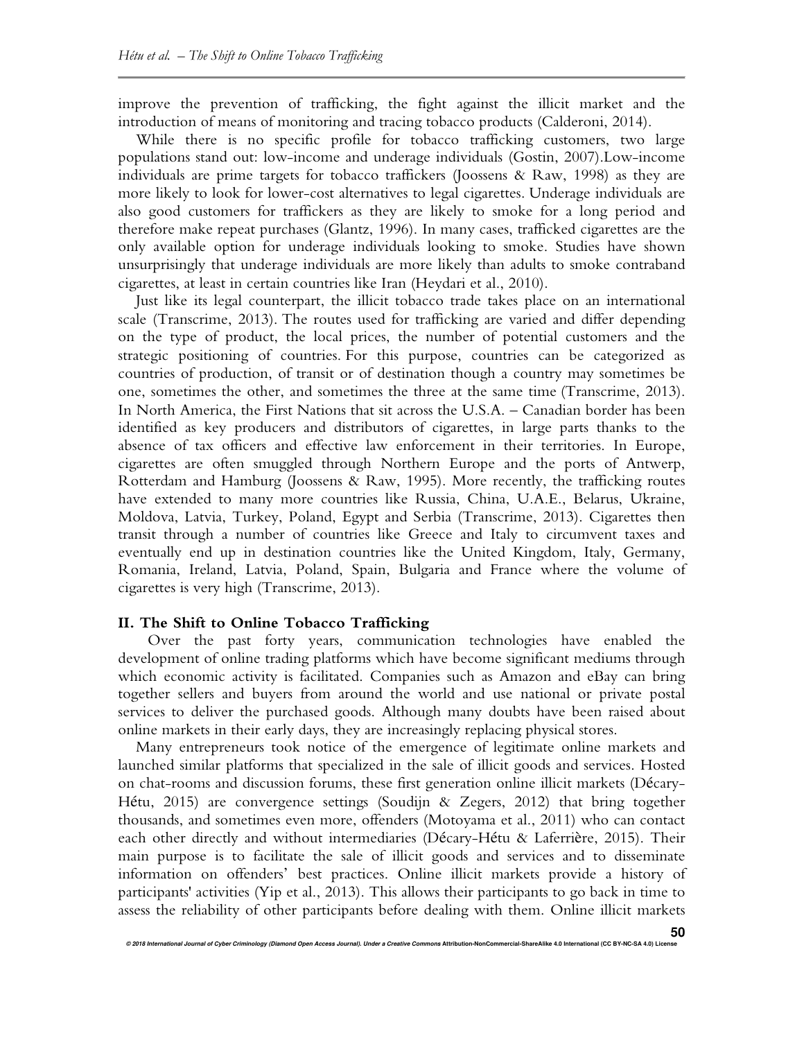improve the prevention of trafficking, the fight against the illicit market and the introduction of means of monitoring and tracing tobacco products (Calderoni, 2014).

While there is no specific profile for tobacco trafficking customers, two large populations stand out: low-income and underage individuals (Gostin, 2007).Low-income individuals are prime targets for tobacco traffickers (Joossens & Raw, 1998) as they are more likely to look for lower-cost alternatives to legal cigarettes. Underage individuals are also good customers for traffickers as they are likely to smoke for a long period and therefore make repeat purchases (Glantz, 1996). In many cases, trafficked cigarettes are the only available option for underage individuals looking to smoke. Studies have shown unsurprisingly that underage individuals are more likely than adults to smoke contraband cigarettes, at least in certain countries like Iran (Heydari et al., 2010).

Just like its legal counterpart, the illicit tobacco trade takes place on an international scale (Transcrime, 2013). The routes used for trafficking are varied and differ depending on the type of product, the local prices, the number of potential customers and the strategic positioning of countries. For this purpose, countries can be categorized as countries of production, of transit or of destination though a country may sometimes be one, sometimes the other, and sometimes the three at the same time (Transcrime, 2013). In North America, the First Nations that sit across the U.S.A. – Canadian border has been identified as key producers and distributors of cigarettes, in large parts thanks to the absence of tax officers and effective law enforcement in their territories. In Europe, cigarettes are often smuggled through Northern Europe and the ports of Antwerp, Rotterdam and Hamburg (Joossens & Raw, 1995). More recently, the trafficking routes have extended to many more countries like Russia, China, U.A.E., Belarus, Ukraine, Moldova, Latvia, Turkey, Poland, Egypt and Serbia (Transcrime, 2013). Cigarettes then transit through a number of countries like Greece and Italy to circumvent taxes and eventually end up in destination countries like the United Kingdom, Italy, Germany, Romania, Ireland, Latvia, Poland, Spain, Bulgaria and France where the volume of cigarettes is very high (Transcrime, 2013).

## II. The Shift to Online Tobacco Trafficking

Over the past forty years, communication technologies have enabled the development of online trading platforms which have become significant mediums through which economic activity is facilitated. Companies such as Amazon and eBay can bring together sellers and buyers from around the world and use national or private postal services to deliver the purchased goods. Although many doubts have been raised about online markets in their early days, they are increasingly replacing physical stores.

Many entrepreneurs took notice of the emergence of legitimate online markets and launched similar platforms that specialized in the sale of illicit goods and services. Hosted on chat-rooms and discussion forums, these first generation online illicit markets (Décary-Hétu, 2015) are convergence settings (Soudijn & Zegers, 2012) that bring together thousands, and sometimes even more, offenders (Motoyama et al., 2011) who can contact each other directly and without intermediaries (Décary-Hétu & Laferrière, 2015). Their main purpose is to facilitate the sale of illicit goods and services and to disseminate information on offenders' best practices. Online illicit markets provide a history of participants' activities (Yip et al., 2013). This allows their participants to go back in time to assess the reliability of other participants before dealing with them. Online illicit markets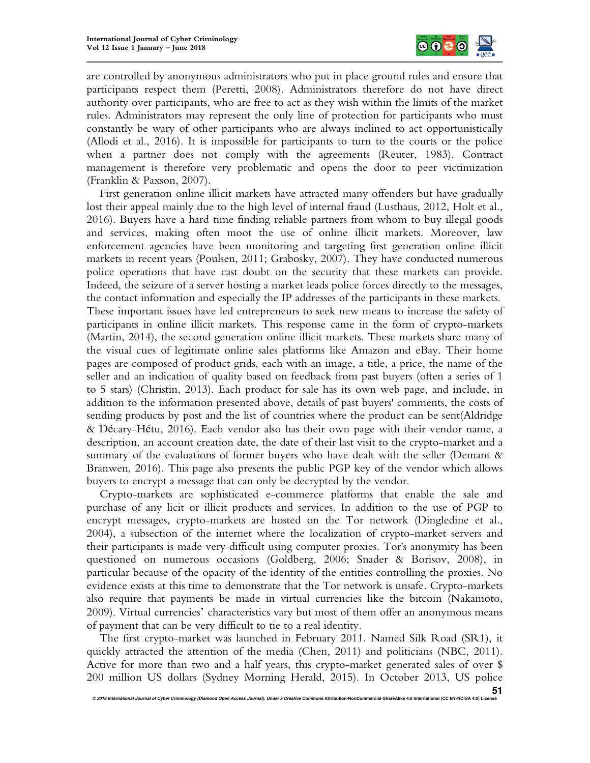are controlled by anonymous administrators who put in place ground rules and ensure that participants respect them (Peretti, 2008). Administrators therefore do not have direct authority over participants, who are free to act as they wish within the limits of the market rules. Administrators may represent the only line of protection for participants who must constantly be wary of other participants who are always inclined to act opportunistically (Allodi et al., 2016). It is impossible for participants to turn to the courts or the police when a partner does not comply with the agreements (Reuter, 1983). Contract management is therefore very problematic and opens the door to peer victimization (Franklin & Paxson, 2007).

First generation online illicit markets have attracted many offenders but have gradually lost their appeal mainly due to the high level of internal fraud (Lusthaus, 2012, Holt et al., 2016). Buyers have a hard time finding reliable partners from whom to buy illegal goods and services, making often moot the use of online illicit markets. Moreover, law enforcement agencies have been monitoring and targeting first generation online illicit markets in recent years (Poulsen, 2011; Grabosky, 2007). They have conducted numerous police operations that have cast doubt on the security that these markets can provide. Indeed, the seizure of a server hosting a market leads police forces directly to the messages, the contact information and especially the IP addresses of the participants in these markets. These important issues have led entrepreneurs to seek new means to increase the safety of participants in online illicit markets. This response came in the form of crypto-markets (Martin, 2014), the second generation online illicit markets. These markets share many of the visual cues of legitimate online sales platforms like Amazon and eBay. Their home pages are composed of product grids, each with an image, a title, a price, the name of the seller and an indication of quality based on feedback from past buyers (often a series of 1 to 5 stars) (Christin, 2013). Each product for sale has its own web page, and include, in addition to the information presented above, details of past buyers' comments, the costs of sending products by post and the list of countries where the product can be sent(Aldridge & Décary-Hétu, 2016). Each vendor also has their own page with their vendor name, a description, an account creation date, the date of their last visit to the crypto-market and a summary of the evaluations of former buyers who have dealt with the seller (Demant & Branwen, 2016). This page also presents the public PGP key of the vendor which allows buyers to encrypt a message that can only be decrypted by the vendor.

Crypto-markets are sophisticated e-commerce platforms that enable the sale and purchase of any licit or illicit products and services. In addition to the use of PGP to encrypt messages, crypto-markets are hosted on the Tor network (Dingledine et al., 2004), a subsection of the internet where the localization of crypto-market servers and their participants is made very difficult using computer proxies. Tor's anonymity has been questioned on numerous occasions (Goldberg, 2006; Snader & Borisov, 2008), in particular because of the opacity of the identity of the entities controlling the proxies. No evidence exists at this time to demonstrate that the Tor network is unsafe. Crypto-markets also require that payments be made in virtual currencies like the bitcoin (Nakamoto, 2009). Virtual currencies' characteristics vary but most of them offer an anonymous means of payment that can be very difficult to tie to a real identity.

The first crypto-market was launched in February 2011. Named Silk Road (SR1), it quickly attracted the attention of the media (Chen, 2011) and politicians (NBC, 2011). Active for more than two and a half years, this crypto-market generated sales of over $ 200 million US dollars (Sydney Morning Herald, 2015). In October 2013, US police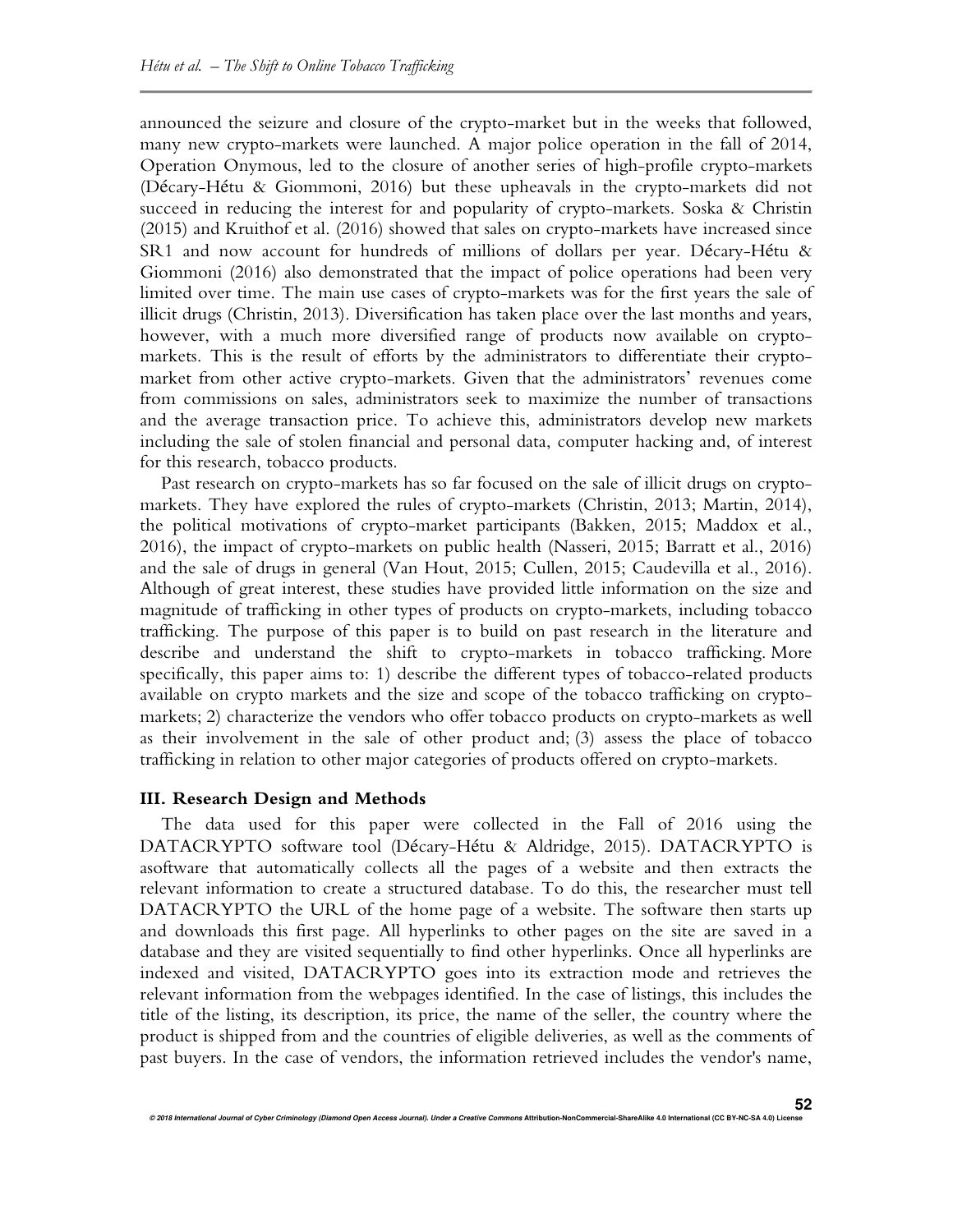announced the seizure and closure of the crypto-market but in the weeks that followed, many new crypto-markets were launched. A major police operation in the fall of 2014, Operation Onymous, led to the closure of another series of high-profile crypto-markets (Décary-Hétu & Giommoni, 2016) but these upheavals in the crypto-markets did not succeed in reducing the interest for and popularity of crypto-markets. Soska & Christin (2015) and Kruithof et al. (2016) showed that sales on crypto-markets have increased since SR1 and now account for hundreds of millions of dollars per year. Décary-Hétu & Giommoni (2016) also demonstrated that the impact of police operations had been very limited over time. The main use cases of crypto-markets was for the first years the sale of illicit drugs (Christin, 2013). Diversification has taken place over the last months and years, however, with a much more diversified range of products now available on crypto-markets. This is the result of efforts by the administrators to differentiate their crypto-market from other active crypto-markets. Given that the administrators' revenues come from commissions on sales, administrators seek to maximize the number of transactions and the average transaction price. To achieve this, administrators develop new markets including the sale of stolen financial and personal data, computer hacking and, of interest for this research, tobacco products.

Past research on crypto-markets has so far focused on the sale of illicit drugs on crypto-markets. They have explored the rules of crypto-markets (Christin, 2013; Martin, 2014), the political motivations of crypto-market participants (Bakken, 2015; Maddox et al., 2016), the impact of crypto-markets on public health (Nasseri, 2015; Barratt et al., 2016) and the sale of drugs in general (Van Hout, 2015; Cullen, 2015; Caudevilla et al., 2016). Although of great interest, these studies have provided little information on the size and magnitude of trafficking in other types of products on crypto-markets, including tobacco trafficking. The purpose of this paper is to build on past research in the literature and describe and understand the shift to crypto-markets in tobacco trafficking. More specifically, this paper aims to: 1) describe the different types of tobacco-related products available on crypto markets and the size and scope of the tobacco trafficking on crypto-markets; 2) characterize the vendors who offer tobacco products on crypto-markets as well as their involvement in the sale of other product and; (3) assess the place of tobacco trafficking in relation to other major categories of products offered on crypto-markets.

## III. Research Design and Methods

The data used for this paper were collected in the Fall of 2016 using the DATACRYPTO software tool (Décary-Hétu & Aldridge, 2015). DATACRYPTO is asoftware that automatically collects all the pages of a website and then extracts the relevant information to create a structured database. To do this, the researcher must tell DATACRYPTO the URL of the home page of a website. The software then starts up and downloads this first page. All hyperlinks to other pages on the site are saved in a database and they are visited sequentially to find other hyperlinks. Once all hyperlinks are indexed and visited, DATACRYPTO goes into its extraction mode and retrieves the relevant information from the webpages identified. In the case of listings, this includes the title of the listing, its description, its price, the name of the seller, the country where the product is shipped from and the countries of eligible deliveries, as well as the comments of past buyers. In the case of vendors, the information retrieved includes the vendor's name,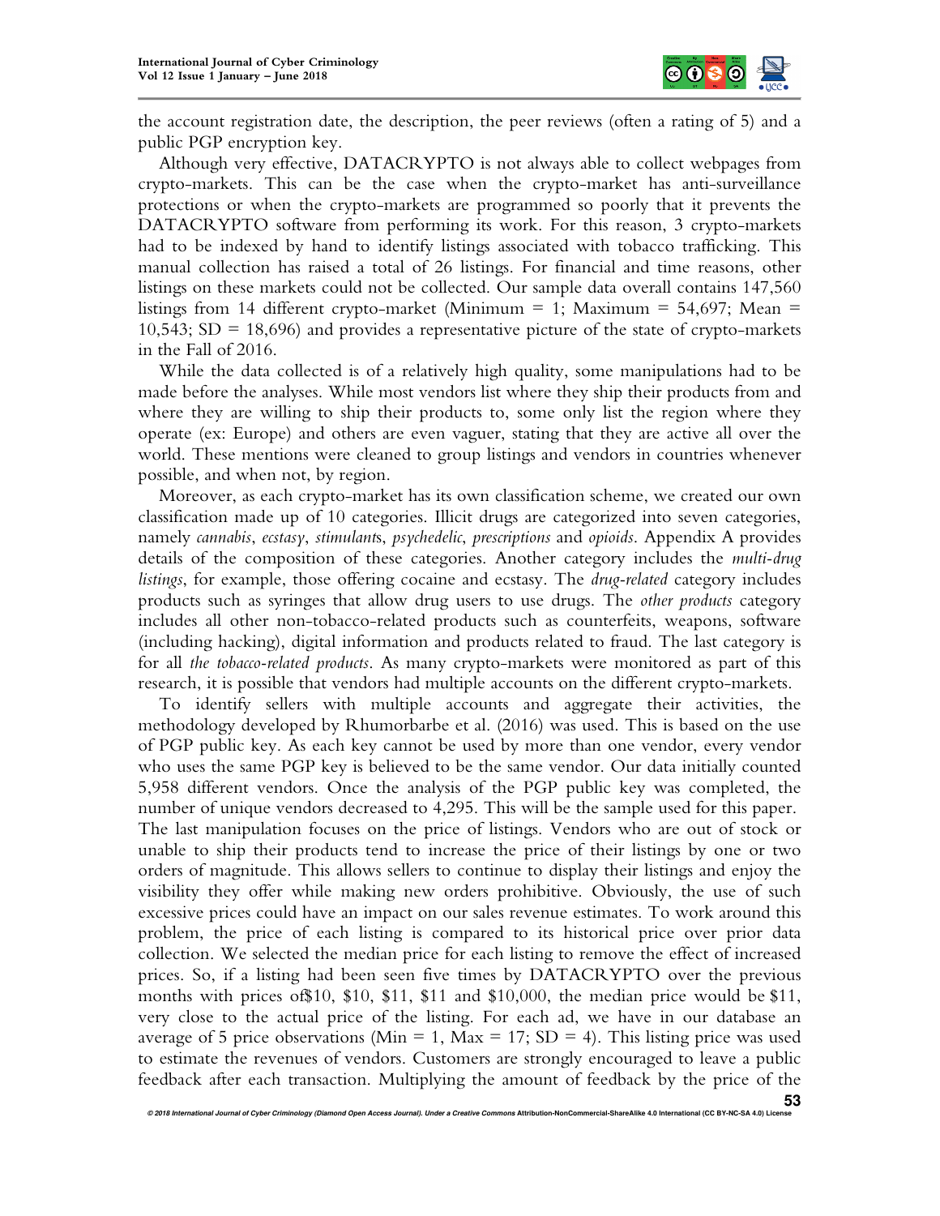the account registration date, the description, the peer reviews (often a rating of 5) and a public PGP encryption key.

Although very effective, DATACRYPTO is not always able to collect webpages from crypto-markets. This can be the case when the crypto-market has anti-surveillance protections or when the crypto-markets are programmed so poorly that it prevents the DATACRYPTO software from performing its work. For this reason, 3 crypto-markets had to be indexed by hand to identify listings associated with tobacco trafficking. This manual collection has raised a total of 26 listings. For financial and time reasons, other listings on these markets could not be collected. Our sample data overall contains 147,560 listings from 14 different crypto-market (Minimum = 1; Maximum = 54,697; Mean = 10,543; SD = 18,696) and provides a representative picture of the state of crypto-markets in the Fall of 2016.

While the data collected is of a relatively high quality, some manipulations had to be made before the analyses. While most vendors list where they ship their products from and where they are willing to ship their products to, some only list the region where they operate (ex: Europe) and others are even vaguer, stating that they are active all over the world. These mentions were cleaned to group listings and vendors in countries whenever possible, and when not, by region.

Moreover, as each crypto-market has its own classification scheme, we created our own classification made up of 10 categories. Illicit drugs are categorized into seven categories, namely *cannabis*, *ecstasy*, *stimulant*s, *psychedelic*, *prescriptions* and *opioids*. Appendix A provides details of the composition of these categories. Another category includes the *multi-drug listings*, for example, those offering cocaine and ecstasy. The *drug-related* category includes products such as syringes that allow drug users to use drugs. The *other products* category includes all other non-tobacco-related products such as counterfeits, weapons, software (including hacking), digital information and products related to fraud. The last category is for all *the tobacco-related products*. As many crypto-markets were monitored as part of this research, it is possible that vendors had multiple accounts on the different crypto-markets.

To identify sellers with multiple accounts and aggregate their activities, the methodology developed by Rhumorbarbe et al. (2016) was used. This is based on the use of PGP public key. As each key cannot be used by more than one vendor, every vendor who uses the same PGP key is believed to be the same vendor. Our data initially counted 5,958 different vendors. Once the analysis of the PGP public key was completed, the number of unique vendors decreased to 4,295. This will be the sample used for this paper. The last manipulation focuses on the price of listings. Vendors who are out of stock or unable to ship their products tend to increase the price of their listings by one or two orders of magnitude. This allows sellers to continue to display their listings and enjoy the visibility they offer while making new orders prohibitive. Obviously, the use of such excessive prices could have an impact on our sales revenue estimates. To work around this problem, the price of each listing is compared to its historical price over prior data collection. We selected the median price for each listing to remove the effect of increased prices. So, if a listing had been seen five times by DATACRYPTO over the previous months with prices of$10, $10, $11, $11 and $10,000, the median price would be $11, very close to the actual price of the listing. For each ad, we have in our database an average of 5 price observations (Min = 1, Max = 17; SD = 4). This listing price was used to estimate the revenues of vendors. Customers are strongly encouraged to leave a public feedback after each transaction. Multiplying the amount of feedback by the price of the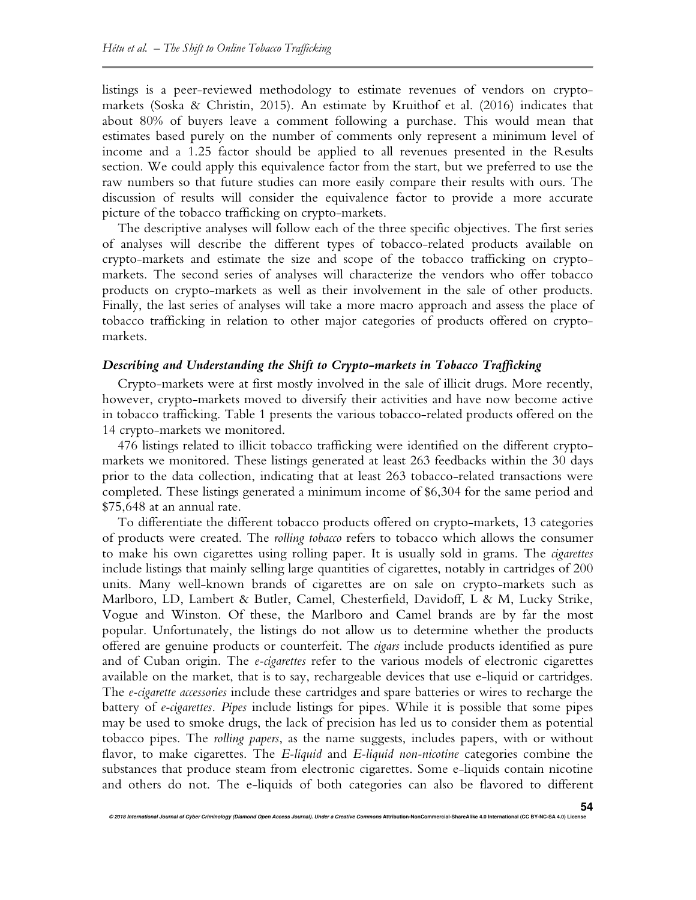listings is a peer-reviewed methodology to estimate revenues of vendors on crypto-markets (Soska & Christin, 2015). An estimate by Kruithof et al. (2016) indicates that about 80% of buyers leave a comment following a purchase. This would mean that estimates based purely on the number of comments only represent a minimum level of income and a 1.25 factor should be applied to all revenues presented in the Results section. We could apply this equivalence factor from the start, but we preferred to use the raw numbers so that future studies can more easily compare their results with ours. The discussion of results will consider the equivalence factor to provide a more accurate picture of the tobacco trafficking on crypto-markets.

The descriptive analyses will follow each of the three specific objectives. The first series of analyses will describe the different types of tobacco-related products available on crypto-markets and estimate the size and scope of the tobacco trafficking on crypto-markets. The second series of analyses will characterize the vendors who offer tobacco products on crypto-markets as well as their involvement in the sale of other products. Finally, the last series of analyses will take a more macro approach and assess the place of tobacco trafficking in relation to other major categories of products offered on crypto-markets.

### *Describing and Understanding the Shift to Crypto-markets in Tobacco Trafficking*

Crypto-markets were at first mostly involved in the sale of illicit drugs. More recently, however, crypto-markets moved to diversify their activities and have now become active in tobacco trafficking. Table 1 presents the various tobacco-related products offered on the 14 crypto-markets we monitored.

476 listings related to illicit tobacco trafficking were identified on the different crypto-markets we monitored. These listings generated at least 263 feedbacks within the 30 days prior to the data collection, indicating that at least 263 tobacco-related transactions were completed. These listings generated a minimum income of $6,304 for the same period and $75,648 at an annual rate.

To differentiate the different tobacco products offered on crypto-markets, 13 categories of products were created. The *rolling tobacco* refers to tobacco which allows the consumer to make his own cigarettes using rolling paper. It is usually sold in grams. The *cigarettes* include listings that mainly selling large quantities of cigarettes, notably in cartridges of 200 units. Many well-known brands of cigarettes are on sale on crypto-markets such as Marlboro, LD, Lambert & Butler, Camel, Chesterfield, Davidoff, L & M, Lucky Strike, Vogue and Winston. Of these, the Marlboro and Camel brands are by far the most popular. Unfortunately, the listings do not allow us to determine whether the products offered are genuine products or counterfeit. The *cigars* include products identified as pure and of Cuban origin. The *e-cigarettes* refer to the various models of electronic cigarettes available on the market, that is to say, rechargeable devices that use e-liquid or cartridges. The *e-cigarette accessories* include these cartridges and spare batteries or wires to recharge the battery of *e-cigarettes*. *Pipes* include listings for pipes. While it is possible that some pipes may be used to smoke drugs, the lack of precision has led us to consider them as potential tobacco pipes. The *rolling papers*, as the name suggests, includes papers, with or without flavor, to make cigarettes. The *E-liquid* and *E-liquid non-nicotine* categories combine the substances that produce steam from electronic cigarettes. Some e-liquids contain nicotine and others do not. The e-liquids of both categories can also be flavored to different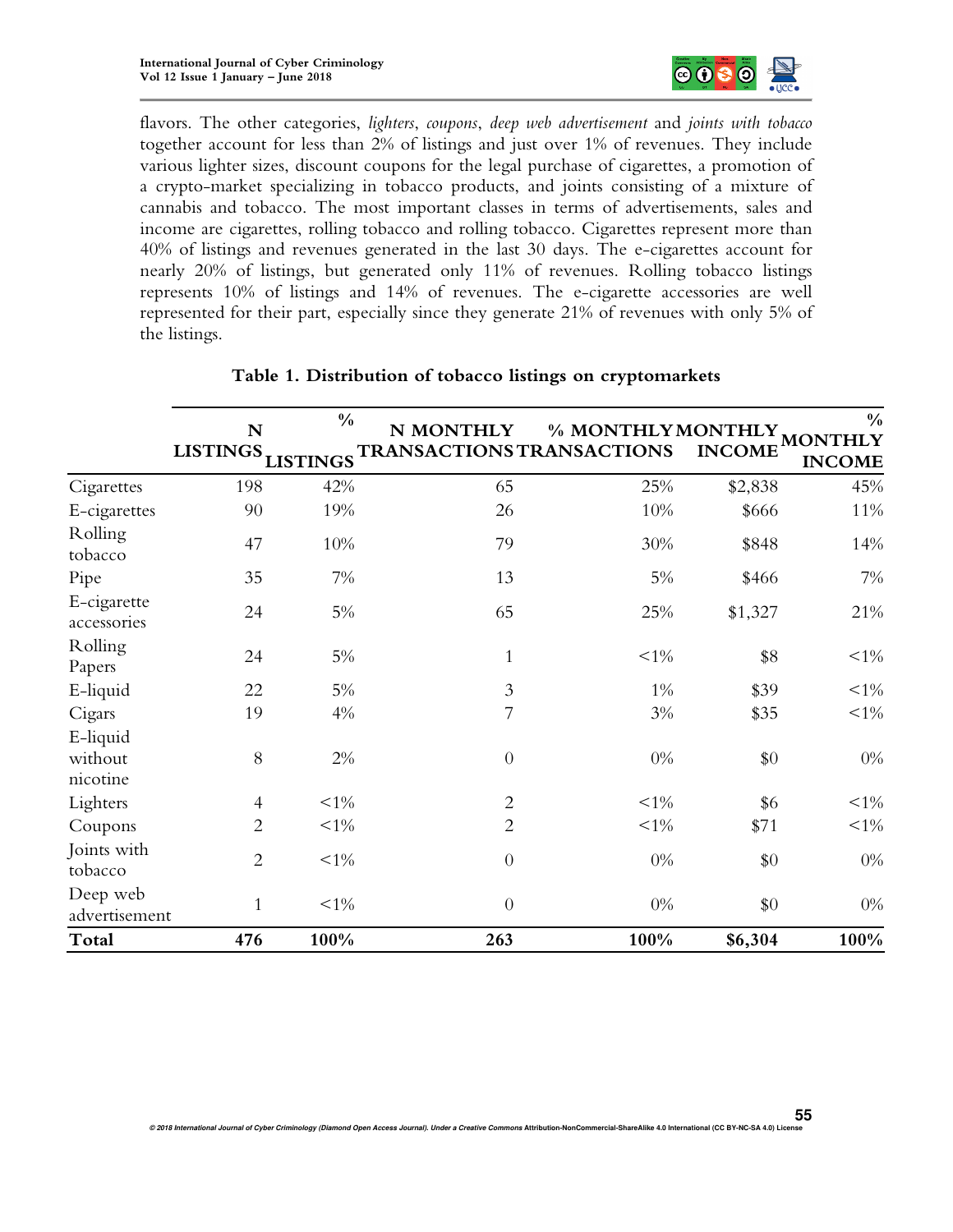flavors. The other categories, *lighters*, *coupons*, *deep web advertisement* and *joints with tobacco* together account for less than 2% of listings and just over 1% of revenues. They include various lighter sizes, discount coupons for the legal purchase of cigarettes, a promotion of a crypto-market specializing in tobacco products, and joints consisting of a mixture of cannabis and tobacco. The most important classes in terms of advertisements, sales and income are cigarettes, rolling tobacco and rolling tobacco. Cigarettes represent more than 40% of listings and revenues generated in the last 30 days. The e-cigarettes account for nearly 20% of listings, but generated only 11% of revenues. Rolling tobacco listings represents 10% of listings and 14% of revenues. The e-cigarette accessories are well represented for their part, especially since they generate 21% of revenues with only 5% of the listings.

**Table 1. Distribution of tobacco listings on cryptomarkets**

| | N LISTINGS | % LISTINGS | N MONTHLY TRANSACTIONS | % MONTHLY TRANSACTIONS | MONTHLY INCOME | % MONTHLY INCOME |
|---|---|---|---|---|---|---|
| Cigarettes | 198 | 42% | 65 | 25% | $2,838 | 45% |
| E-cigarettes | 90 | 19% | 26 | 10% | $666 | 11% |
| Rolling tobacco | 47 | 10% | 79 | 30% | $848 | 14% |
| Pipe | 35 | 7% | 13 | 5% | $466 | 7% |
| E-cigarette accessories | 24 | 5% | 65 | 25% | $1,327 | 21% |
| Rolling Papers | 24 | 5% | 1 | <1% | $8 | <1% |
| E-liquid | 22 | 5% | 3 | 1% | $39 | <1% |
| Cigars | 19 | 4% | 7 | 3% | $35 | <1% |
| E-liquid without nicotine | 8 | 2% | 0 | 0% | $0 | 0% |
| Lighters | 4 | <1% | 2 | <1% | $6 | <1% |
| Coupons | 2 | <1% | 2 | <1% | $71 | <1% |
| Joints with tobacco | 2 | <1% | 0 | 0% | $0 | 0% |
| Deep web advertisement | 1 | <1% | 0 | 0% | $0 | 0% |
| **Total** | **476** | **100%** | **263** | **100%** | **$6,304** | **100%** |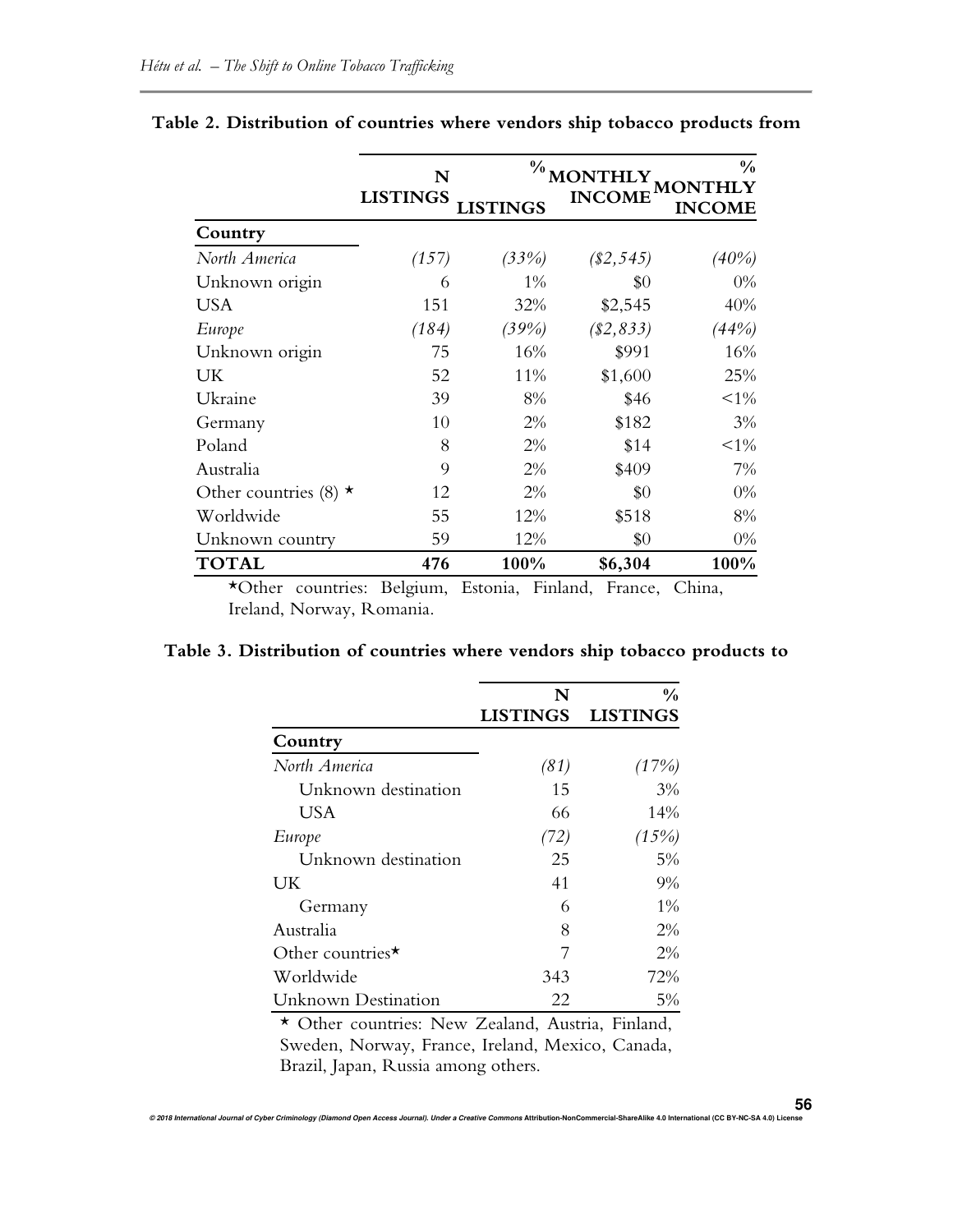**Table 2. Distribution of countries where vendors ship tobacco products from**

| | N LISTINGS | % LISTINGS | MONTHLY INCOME | % MONTHLY INCOME |
|---|---|---|---|---|
| **Country** | | | | |
| *North America* | *(157)* | *(33%)* | *($2,545)* | *(40%)* |
| Unknown origin | 6 | 1% | $0 | 0% |
| USA | 151 | 32% | $2,545 | 40% |
| *Europe* | *(184)* | *(39%)* | *($2,833)* | *(44%)* |
| Unknown origin | 75 | 16% | $991 | 16% |
| UK | 52 | 11% | $1,600 | 25% |
| Ukraine | 39 | 8% | $46 | <1% |
| Germany | 10 | 2% | $182 | 3% |
| Poland | 8 | 2% | $14 | <1% |
| Australia | 9 | 2% | $409 | 7% |
| Other countries (8) ⋆ | 12 | 2% | $0 | 0% |
| Worldwide | 55 | 12% | $518 | 8% |
| Unknown country | 59 | 12% | $0 | 0% |
| **TOTAL** | **476** | **100%** | **$6,304** | **100%** |

⋆Other countries: Belgium, Estonia, Finland, France, China, Ireland, Norway, Romania.

**Table 3. Distribution of countries where vendors ship tobacco products to**

| | N LISTINGS | % LISTINGS |
|---|---|---|
| **Country** | | |
| *North America* | *(81)* | *(17%)* |
| Unknown destination | 15 | 3% |
| USA | 66 | 14% |
| *Europe* | *(72)* | *(15%)* |
| Unknown destination | 25 | 5% |
| UK | 41 | 9% |
| Germany | 6 | 1% |
| Australia | 8 | 2% |
| Other countries⋆ | 7 | 2% |
| Worldwide | 343 | 72% |
| Unknown Destination | 22 | 5% |

⋆ Other countries: New Zealand, Austria, Finland, Sweden, Norway, France, Ireland, Mexico, Canada, Brazil, Japan, Russia among others.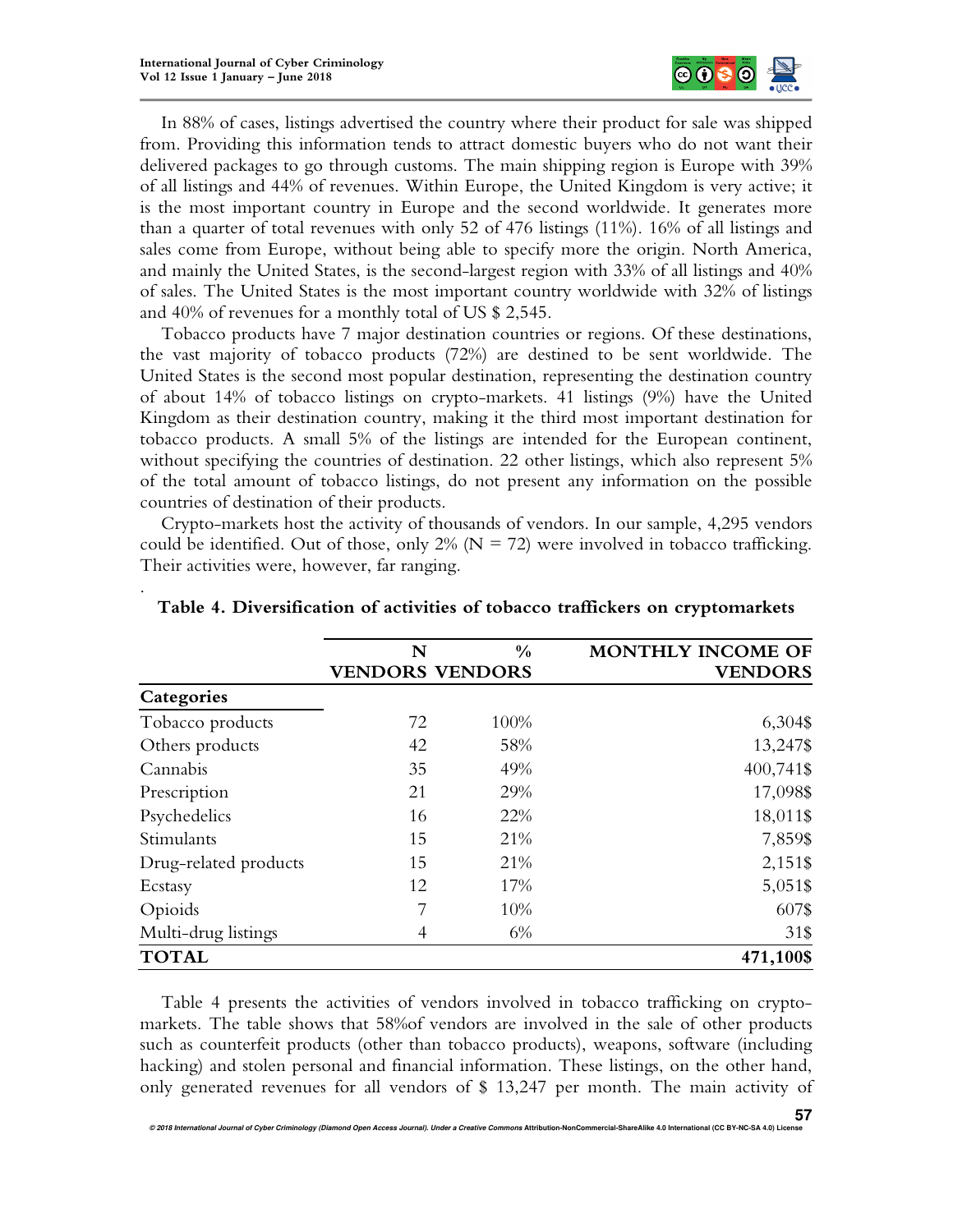In 88% of cases, listings advertised the country where their product for sale was shipped from. Providing this information tends to attract domestic buyers who do not want their delivered packages to go through customs. The main shipping region is Europe with 39% of all listings and 44% of revenues. Within Europe, the United Kingdom is very active; it is the most important country in Europe and the second worldwide. It generates more than a quarter of total revenues with only 52 of 476 listings (11%). 16% of all listings and sales come from Europe, without being able to specify more the origin. North America, and mainly the United States, is the second-largest region with 33% of all listings and 40% of sales. The United States is the most important country worldwide with 32% of listings and 40% of revenues for a monthly total of US $ 2,545.

Tobacco products have 7 major destination countries or regions. Of these destinations, the vast majority of tobacco products (72%) are destined to be sent worldwide. The United States is the second most popular destination, representing the destination country of about 14% of tobacco listings on crypto-markets. 41 listings (9%) have the United Kingdom as their destination country, making it the third most important destination for tobacco products. A small 5% of the listings are intended for the European continent, without specifying the countries of destination. 22 other listings, which also represent 5% of the total amount of tobacco listings, do not present any information on the possible countries of destination of their products.

Crypto-markets host the activity of thousands of vendors. In our sample, 4,295 vendors could be identified. Out of those, only 2% (N = 72) were involved in tobacco trafficking. Their activities were, however, far ranging.

**Table 4. Diversification of activities of tobacco traffickers on cryptomarkets**

| Categories | N VENDORS | % VENDORS | MONTHLY INCOME OF VENDORS |
|---|---|---|---|
| Tobacco products | 72 | 100% | 6,304$ |
| Others products | 42 | 58% | 13,247$ |
| Cannabis | 35 | 49% | 400,741$ |
| Prescription | 21 | 29% | 17,098$ |
| Psychedelics | 16 | 22% | 18,011$ |
| Stimulants | 15 | 21% | 7,859$ |
| Drug-related products | 15 | 21% | 2,151$ |
| Ecstasy | 12 | 17% | 5,051$ |
| Opioids | 7 | 10% | 607$ |
| Multi-drug listings | 4 | 6% | 31$ |
| **TOTAL** | | | **471,100$** |

Table 4 presents the activities of vendors involved in tobacco trafficking on crypto-markets. The table shows that 58%of vendors are involved in the sale of other products such as counterfeit products (other than tobacco products), weapons, software (including hacking) and stolen personal and financial information. These listings, on the other hand, only generated revenues for all vendors of $ 13,247 per month. The main activity of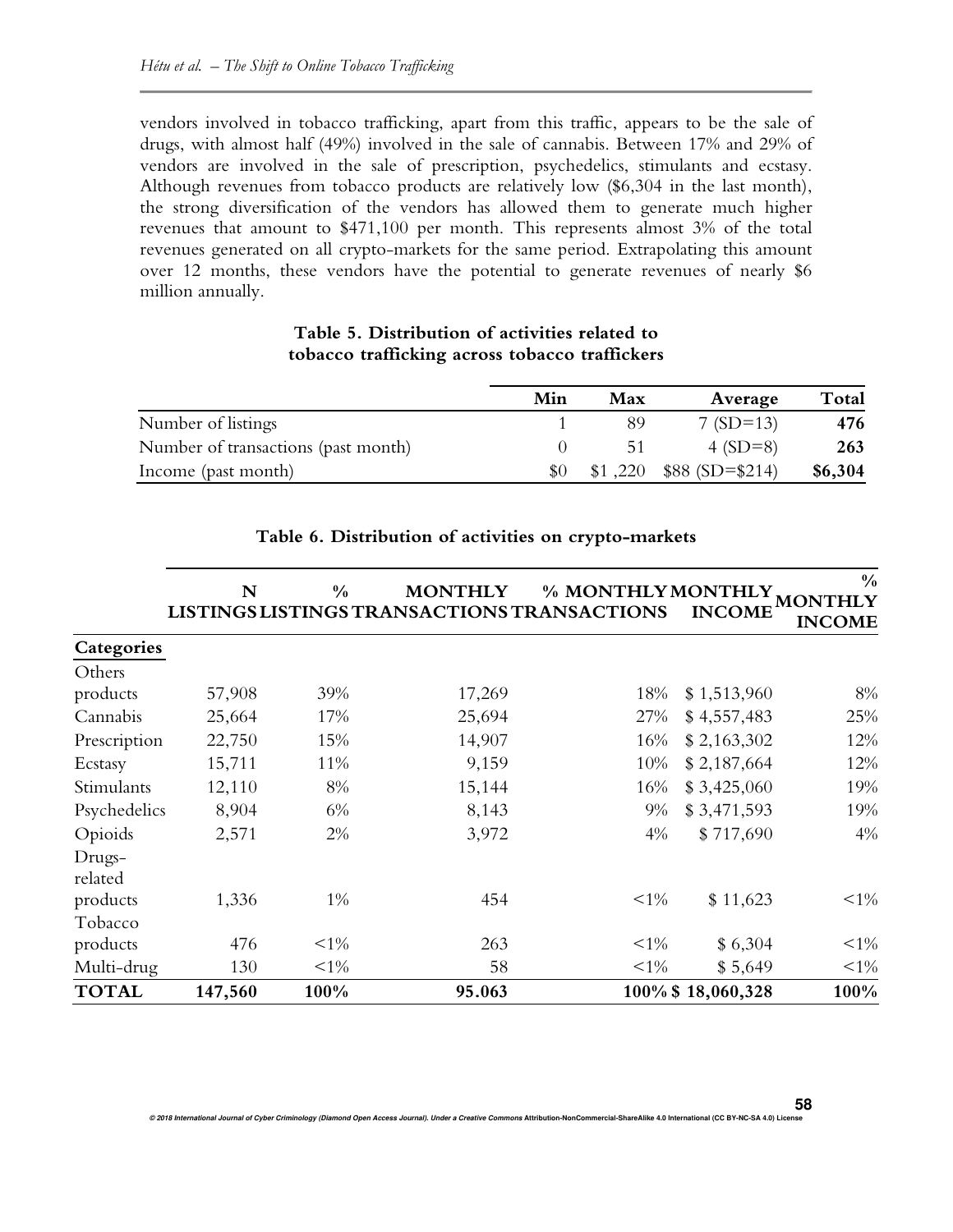vendors involved in tobacco trafficking, apart from this traffic, appears to be the sale of drugs, with almost half (49%) involved in the sale of cannabis. Between 17% and 29% of vendors are involved in the sale of prescription, psychedelics, stimulants and ecstasy. Although revenues from tobacco products are relatively low ($6,304 in the last month), the strong diversification of the vendors has allowed them to generate much higher revenues that amount to $471,100 per month. This represents almost 3% of the total revenues generated on all crypto-markets for the same period. Extrapolating this amount over 12 months, these vendors have the potential to generate revenues of nearly $6 million annually.

**Table 5. Distribution of activities related to tobacco trafficking across tobacco traffickers**

| | Min | Max | Average | Total |
|---|---|---|---|---|
| Number of listings | 1 | 89 | 7 (SD=13) | **476** |
| Number of transactions (past month) | 0 | 51 | 4 (SD=8) | **263** |
| Income (past month) | $0 | $1 ,220 | $88 (SD=$214) | **$6,304** |

**Table 6. Distribution of activities on crypto-markets**

| | N LISTINGS | % LISTINGS | MONTHLY TRANSACTIONS | % MONTHLY TRANSACTIONS | MONTHLY INCOME | % MONTHLY INCOME |
|---|---|---|---|---|---|---|
| **Categories** | | | | | | |
| Others products | 57,908 | 39% | 17,269 | 18% | $ 1,513,960 | 8% |
| Cannabis | 25,664 | 17% | 25,694 | 27% | $ 4,557,483 | 25% |
| Prescription | 22,750 | 15% | 14,907 | 16% | $ 2,163,302 | 12% |
| Ecstasy | 15,711 | 11% | 9,159 | 10% | $ 2,187,664 | 12% |
| Stimulants | 12,110 | 8% | 15,144 | 16% | $ 3,425,060 | 19% |
| Psychedelics | 8,904 | 6% | 8,143 | 9% | $ 3,471,593 | 19% |
| Opioids | 2,571 | 2% | 3,972 | 4% | $ 717,690 | 4% |
| Drugs-related products | 1,336 | 1% | 454 | <1% | $ 11,623 | <1% |
| Tobacco products | 476 | <1% | 263 | <1% | $ 6,304 | <1% |
| Multi-drug | 130 | <1% | 58 | <1% | $ 5,649 | <1% |
| **TOTAL** | **147,560** | **100%** | **95.063** | **100%** | **$ 18,060,328** | **100%** |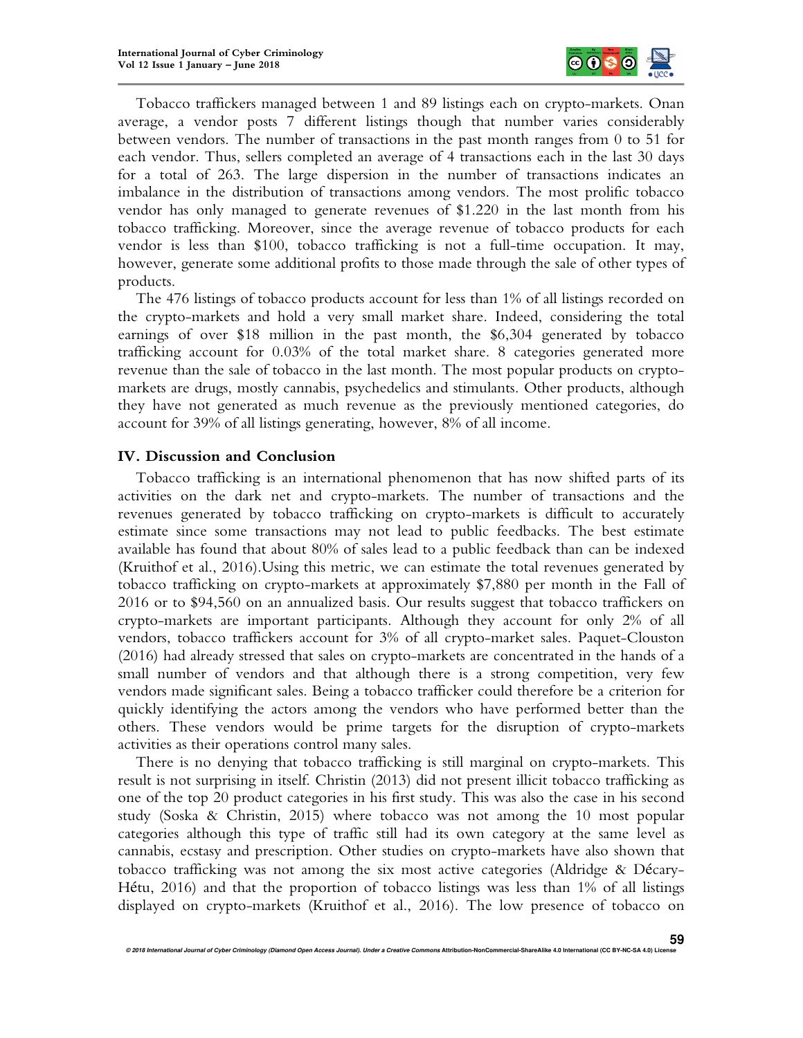Tobacco traffickers managed between 1 and 89 listings each on crypto-markets. Onan average, a vendor posts 7 different listings though that number varies considerably between vendors. The number of transactions in the past month ranges from 0 to 51 for each vendor. Thus, sellers completed an average of 4 transactions each in the last 30 days for a total of 263. The large dispersion in the number of transactions indicates an imbalance in the distribution of transactions among vendors. The most prolific tobacco vendor has only managed to generate revenues of $1.220 in the last month from his tobacco trafficking. Moreover, since the average revenue of tobacco products for each vendor is less than $100, tobacco trafficking is not a full-time occupation. It may, however, generate some additional profits to those made through the sale of other types of products.

The 476 listings of tobacco products account for less than 1% of all listings recorded on the crypto-markets and hold a very small market share. Indeed, considering the total earnings of over $18 million in the past month, the $6,304 generated by tobacco trafficking account for 0.03% of the total market share. 8 categories generated more revenue than the sale of tobacco in the last month. The most popular products on crypto-markets are drugs, mostly cannabis, psychedelics and stimulants. Other products, although they have not generated as much revenue as the previously mentioned categories, do account for 39% of all listings generating, however, 8% of all income.

## IV. Discussion and Conclusion

Tobacco trafficking is an international phenomenon that has now shifted parts of its activities on the dark net and crypto-markets. The number of transactions and the revenues generated by tobacco trafficking on crypto-markets is difficult to accurately estimate since some transactions may not lead to public feedbacks. The best estimate available has found that about 80% of sales lead to a public feedback than can be indexed (Kruithof et al., 2016).Using this metric, we can estimate the total revenues generated by tobacco trafficking on crypto-markets at approximately $7,880 per month in the Fall of 2016 or to $94,560 on an annualized basis. Our results suggest that tobacco traffickers on crypto-markets are important participants. Although they account for only 2% of all vendors, tobacco traffickers account for 3% of all crypto-market sales. Paquet-Clouston (2016) had already stressed that sales on crypto-markets are concentrated in the hands of a small number of vendors and that although there is a strong competition, very few vendors made significant sales. Being a tobacco trafficker could therefore be a criterion for quickly identifying the actors among the vendors who have performed better than the others. These vendors would be prime targets for the disruption of crypto-markets activities as their operations control many sales.

There is no denying that tobacco trafficking is still marginal on crypto-markets. This result is not surprising in itself. Christin (2013) did not present illicit tobacco trafficking as one of the top 20 product categories in his first study. This was also the case in his second study (Soska & Christin, 2015) where tobacco was not among the 10 most popular categories although this type of traffic still had its own category at the same level as cannabis, ecstasy and prescription. Other studies on crypto-markets have also shown that tobacco trafficking was not among the six most active categories (Aldridge & Décary-Hétu, 2016) and that the proportion of tobacco listings was less than 1% of all listings displayed on crypto-markets (Kruithof et al., 2016). The low presence of tobacco on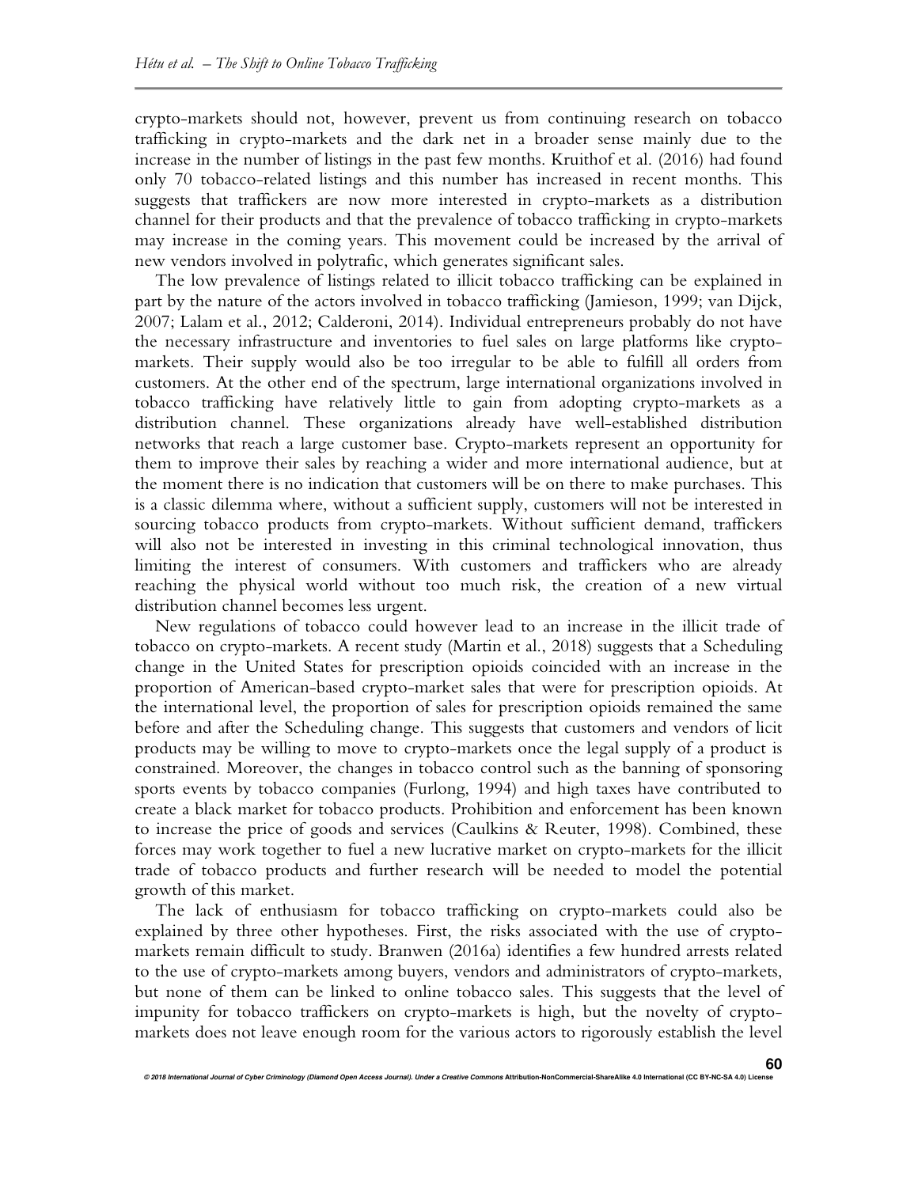crypto-markets should not, however, prevent us from continuing research on tobacco trafficking in crypto-markets and the dark net in a broader sense mainly due to the increase in the number of listings in the past few months. Kruithof et al. (2016) had found only 70 tobacco-related listings and this number has increased in recent months. This suggests that traffickers are now more interested in crypto-markets as a distribution channel for their products and that the prevalence of tobacco trafficking in crypto-markets may increase in the coming years. This movement could be increased by the arrival of new vendors involved in polytrafic, which generates significant sales.

The low prevalence of listings related to illicit tobacco trafficking can be explained in part by the nature of the actors involved in tobacco trafficking (Jamieson, 1999; van Dijck, 2007; Lalam et al., 2012; Calderoni, 2014). Individual entrepreneurs probably do not have the necessary infrastructure and inventories to fuel sales on large platforms like crypto-markets. Their supply would also be too irregular to be able to fulfill all orders from customers. At the other end of the spectrum, large international organizations involved in tobacco trafficking have relatively little to gain from adopting crypto-markets as a distribution channel. These organizations already have well-established distribution networks that reach a large customer base. Crypto-markets represent an opportunity for them to improve their sales by reaching a wider and more international audience, but at the moment there is no indication that customers will be on there to make purchases. This is a classic dilemma where, without a sufficient supply, customers will not be interested in sourcing tobacco products from crypto-markets. Without sufficient demand, traffickers will also not be interested in investing in this criminal technological innovation, thus limiting the interest of consumers. With customers and traffickers who are already reaching the physical world without too much risk, the creation of a new virtual distribution channel becomes less urgent.

New regulations of tobacco could however lead to an increase in the illicit trade of tobacco on crypto-markets. A recent study (Martin et al., 2018) suggests that a Scheduling change in the United States for prescription opioids coincided with an increase in the proportion of American-based crypto-market sales that were for prescription opioids. At the international level, the proportion of sales for prescription opioids remained the same before and after the Scheduling change. This suggests that customers and vendors of licit products may be willing to move to crypto-markets once the legal supply of a product is constrained. Moreover, the changes in tobacco control such as the banning of sponsoring sports events by tobacco companies (Furlong, 1994) and high taxes have contributed to create a black market for tobacco products. Prohibition and enforcement has been known to increase the price of goods and services (Caulkins & Reuter, 1998). Combined, these forces may work together to fuel a new lucrative market on crypto-markets for the illicit trade of tobacco products and further research will be needed to model the potential growth of this market.

The lack of enthusiasm for tobacco trafficking on crypto-markets could also be explained by three other hypotheses. First, the risks associated with the use of crypto-markets remain difficult to study. Branwen (2016a) identifies a few hundred arrests related to the use of crypto-markets among buyers, vendors and administrators of crypto-markets, but none of them can be linked to online tobacco sales. This suggests that the level of impunity for tobacco traffickers on crypto-markets is high, but the novelty of crypto-markets does not leave enough room for the various actors to rigorously establish the level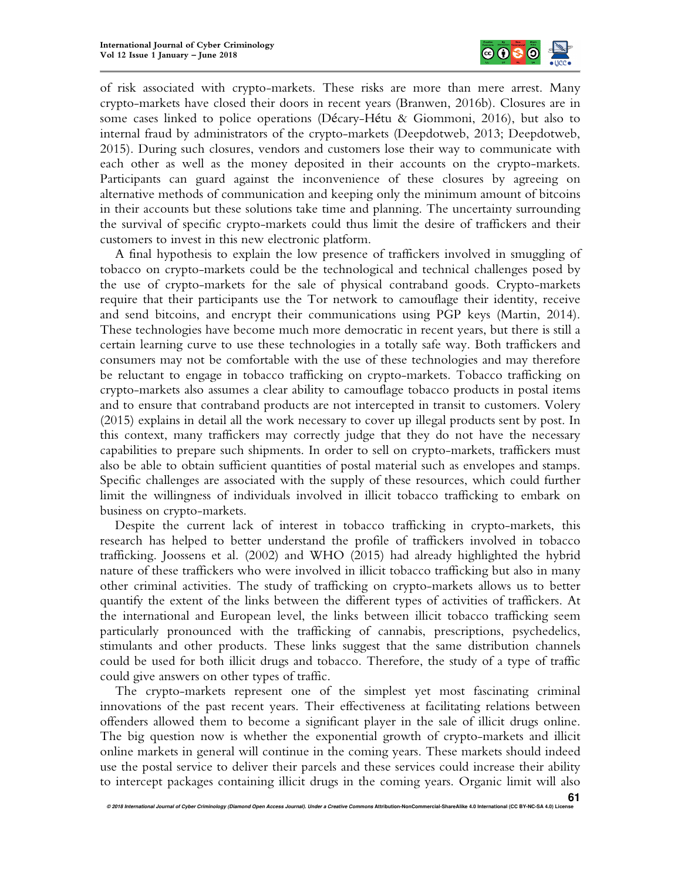of risk associated with crypto-markets. These risks are more than mere arrest. Many crypto-markets have closed their doors in recent years (Branwen, 2016b). Closures are in some cases linked to police operations (Décary-Hétu & Giommoni, 2016), but also to internal fraud by administrators of the crypto-markets (Deepdotweb, 2013; Deepdotweb, 2015). During such closures, vendors and customers lose their way to communicate with each other as well as the money deposited in their accounts on the crypto-markets. Participants can guard against the inconvenience of these closures by agreeing on alternative methods of communication and keeping only the minimum amount of bitcoins in their accounts but these solutions take time and planning. The uncertainty surrounding the survival of specific crypto-markets could thus limit the desire of traffickers and their customers to invest in this new electronic platform.

A final hypothesis to explain the low presence of traffickers involved in smuggling of tobacco on crypto-markets could be the technological and technical challenges posed by the use of crypto-markets for the sale of physical contraband goods. Crypto-markets require that their participants use the Tor network to camouflage their identity, receive and send bitcoins, and encrypt their communications using PGP keys (Martin, 2014). These technologies have become much more democratic in recent years, but there is still a certain learning curve to use these technologies in a totally safe way. Both traffickers and consumers may not be comfortable with the use of these technologies and may therefore be reluctant to engage in tobacco trafficking on crypto-markets. Tobacco trafficking on crypto-markets also assumes a clear ability to camouflage tobacco products in postal items and to ensure that contraband products are not intercepted in transit to customers. Volery (2015) explains in detail all the work necessary to cover up illegal products sent by post. In this context, many traffickers may correctly judge that they do not have the necessary capabilities to prepare such shipments. In order to sell on crypto-markets, traffickers must also be able to obtain sufficient quantities of postal material such as envelopes and stamps. Specific challenges are associated with the supply of these resources, which could further limit the willingness of individuals involved in illicit tobacco trafficking to embark on business on crypto-markets.

Despite the current lack of interest in tobacco trafficking in crypto-markets, this research has helped to better understand the profile of traffickers involved in tobacco trafficking. Joossens et al. (2002) and WHO (2015) had already highlighted the hybrid nature of these traffickers who were involved in illicit tobacco trafficking but also in many other criminal activities. The study of trafficking on crypto-markets allows us to better quantify the extent of the links between the different types of activities of traffickers. At the international and European level, the links between illicit tobacco trafficking seem particularly pronounced with the trafficking of cannabis, prescriptions, psychedelics, stimulants and other products. These links suggest that the same distribution channels could be used for both illicit drugs and tobacco. Therefore, the study of a type of traffic could give answers on other types of traffic.

The crypto-markets represent one of the simplest yet most fascinating criminal innovations of the past recent years. Their effectiveness at facilitating relations between offenders allowed them to become a significant player in the sale of illicit drugs online. The big question now is whether the exponential growth of crypto-markets and illicit online markets in general will continue in the coming years. These markets should indeed use the postal service to deliver their parcels and these services could increase their ability to intercept packages containing illicit drugs in the coming years. Organic limit will also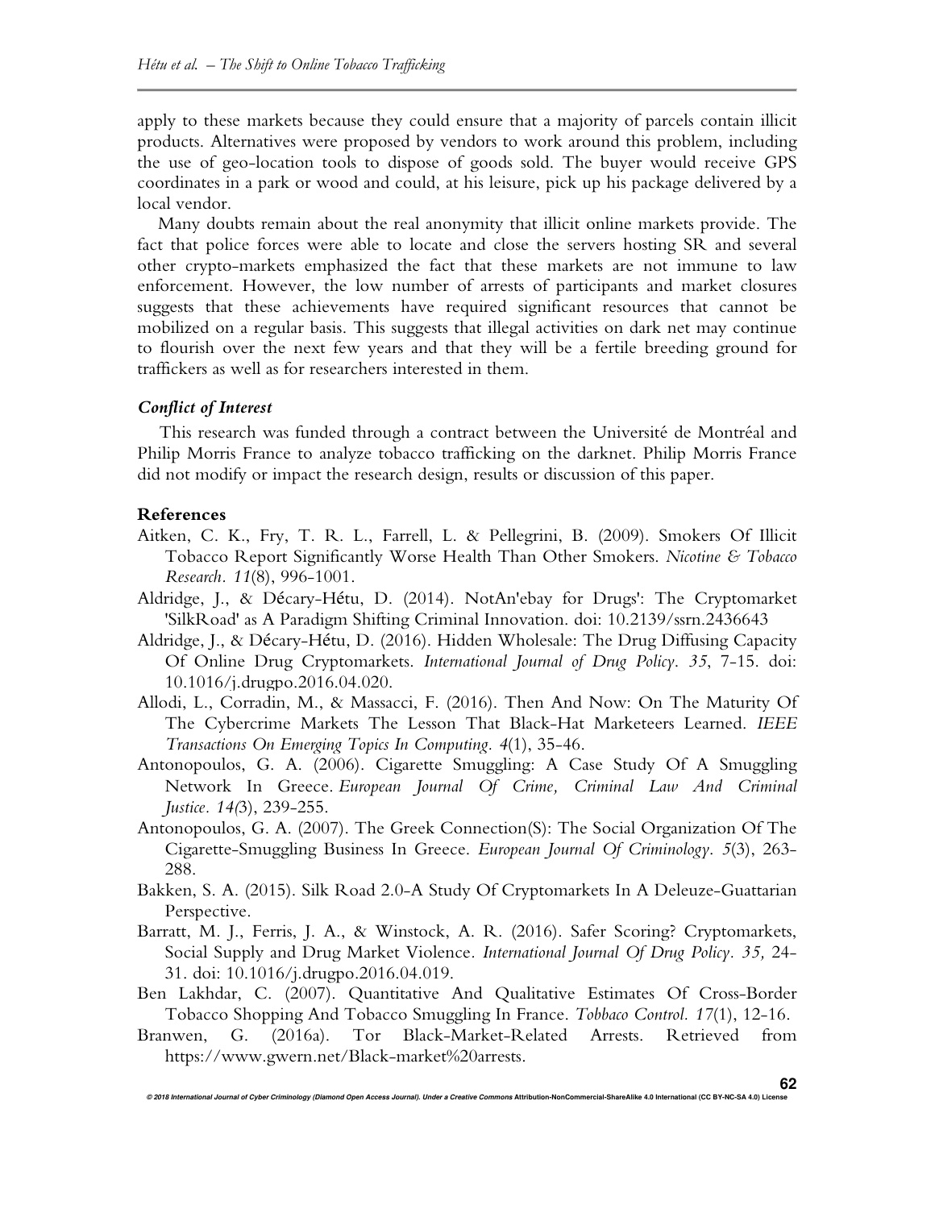apply to these markets because they could ensure that a majority of parcels contain illicit products. Alternatives were proposed by vendors to work around this problem, including the use of geo-location tools to dispose of goods sold. The buyer would receive GPS coordinates in a park or wood and could, at his leisure, pick up his package delivered by a local vendor.

Many doubts remain about the real anonymity that illicit online markets provide. The fact that police forces were able to locate and close the servers hosting SR and several other crypto-markets emphasized the fact that these markets are not immune to law enforcement. However, the low number of arrests of participants and market closures suggests that these achievements have required significant resources that cannot be mobilized on a regular basis. This suggests that illegal activities on dark net may continue to flourish over the next few years and that they will be a fertile breeding ground for traffickers as well as for researchers interested in them.

### *Conflict of Interest*

This research was funded through a contract between the Université de Montréal and Philip Morris France to analyze tobacco trafficking on the darknet. Philip Morris France did not modify or impact the research design, results or discussion of this paper.

### References

Aitken, C. K., Fry, T. R. L., Farrell, L. & Pellegrini, B. (2009). Smokers Of Illicit Tobacco Report Significantly Worse Health Than Other Smokers. *Nicotine & Tobacco Research. 11*(8), 996-1001.

Aldridge, J., & Décary-Hétu, D. (2014). NotAn'ebay for Drugs': The Cryptomarket 'SilkRoad' as A Paradigm Shifting Criminal Innovation. doi: 10.2139/ssrn.2436643

Aldridge, J., & Décary-Hétu, D. (2016). Hidden Wholesale: The Drug Diffusing Capacity Of Online Drug Cryptomarkets. *International Journal of Drug Policy. 35*, 7-15. doi: 10.1016/j.drugpo.2016.04.020.

Allodi, L., Corradin, M., & Massacci, F. (2016). Then And Now: On The Maturity Of The Cybercrime Markets The Lesson That Black-Hat Marketeers Learned. *IEEE Transactions On Emerging Topics In Computing. 4*(1), 35-46.

Antonopoulos, G. A. (2006). Cigarette Smuggling: A Case Study Of A Smuggling Network In Greece. *European Journal Of Crime, Criminal Law And Criminal Justice. 14(*3), 239-255.

Antonopoulos, G. A. (2007). The Greek Connection(S): The Social Organization Of The Cigarette-Smuggling Business In Greece. *European Journal Of Criminology. 5*(3), 263-288.

Bakken, S. A. (2015). Silk Road 2.0-A Study Of Cryptomarkets In A Deleuze-Guattarian Perspective.

Barratt, M. J., Ferris, J. A., & Winstock, A. R. (2016). Safer Scoring? Cryptomarkets, Social Supply and Drug Market Violence. *International Journal Of Drug Policy. 35,* 24-31. doi: 10.1016/j.drugpo.2016.04.019.

Ben Lakhdar, C. (2007). Quantitative And Qualitative Estimates Of Cross-Border Tobacco Shopping And Tobacco Smuggling In France. *Tobbaco Control. 17*(1), 12-16.

Branwen, G. (2016a). Tor Black-Market-Related Arrests. Retrieved from https://www.gwern.net/Black-market%20arrests.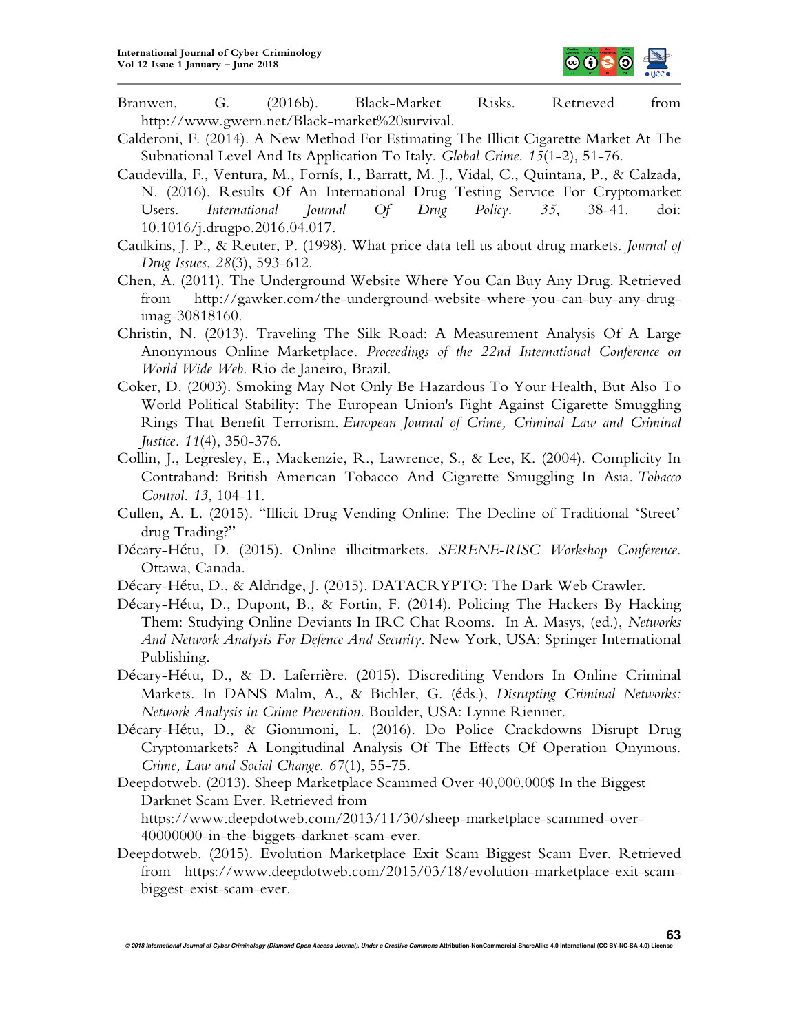Branwen, G. (2016b). Black-Market Risks. Retrieved from http://www.gwern.net/Black-market%20survival.

Calderoni, F. (2014). A New Method For Estimating The Illicit Cigarette Market At The Subnational Level And Its Application To Italy. *Global Crime*. *15*(1-2), 51-76.

Caudevilla, F., Ventura, M., Fornís, I., Barratt, M. J., Vidal, C., Quintana, P., & Calzada, N. (2016). Results Of An International Drug Testing Service For Cryptomarket Users. *International Journal Of Drug Policy*. *35*, 38-41. doi: 10.1016/j.drugpo.2016.04.017.

Caulkins, J. P., & Reuter, P. (1998). What price data tell us about drug markets. *Journal of Drug Issues*, *28*(3), 593-612.

Chen, A. (2011). The Underground Website Where You Can Buy Any Drug. Retrieved from http://gawker.com/the-underground-website-where-you-can-buy-any-drug-imag-30818160.

Christin, N. (2013). Traveling The Silk Road: A Measurement Analysis Of A Large Anonymous Online Marketplace. *Proceedings of the 22nd International Conference on World Wide Web*. Rio de Janeiro, Brazil.

Coker, D. (2003). Smoking May Not Only Be Hazardous To Your Health, But Also To World Political Stability: The European Union's Fight Against Cigarette Smuggling Rings That Benefit Terrorism. *European Journal of Crime, Criminal Law and Criminal Justice*. *11*(4), 350-376.

Collin, J., Legresley, E., Mackenzie, R., Lawrence, S., & Lee, K. (2004). Complicity In Contraband: British American Tobacco And Cigarette Smuggling In Asia. *Tobacco Control*. *13*, 104-11.

Cullen, A. L. (2015). "Illicit Drug Vending Online: The Decline of Traditional 'Street' drug Trading?"

Décary-Hétu, D. (2015). Online illicitmarkets. *SERENE-RISC Workshop Conference*. Ottawa, Canada.

Décary-Hétu, D., & Aldridge, J. (2015). DATACRYPTO: The Dark Web Crawler.

Décary-Hétu, D., Dupont, B., & Fortin, F. (2014). Policing The Hackers By Hacking Them: Studying Online Deviants In IRC Chat Rooms. In A. Masys, (ed.), *Networks And Network Analysis For Defence And Security*. New York, USA: Springer International Publishing.

Décary-Hétu, D., & D. Laferrière. (2015). Discrediting Vendors In Online Criminal Markets. In DANS Malm, A., & Bichler, G. (éds.), *Disrupting Criminal Networks: Network Analysis in Crime Prevention*. Boulder, USA: Lynne Rienner.

Décary-Hétu, D., & Giommoni, L. (2016). Do Police Crackdowns Disrupt Drug Cryptomarkets? A Longitudinal Analysis Of The Effects Of Operation Onymous. *Crime, Law and Social Change*. *67*(1), 55-75.

Deepdotweb. (2013). Sheep Marketplace Scammed Over 40,000,000$ In the Biggest Darknet Scam Ever. Retrieved from https://www.deepdotweb.com/2013/11/30/sheep-marketplace-scammed-over-40000000-in-the-biggets-darknet-scam-ever.

Deepdotweb. (2015). Evolution Marketplace Exit Scam Biggest Scam Ever. Retrieved from https://www.deepdotweb.com/2015/03/18/evolution-marketplace-exit-scam-biggest-exist-scam-ever.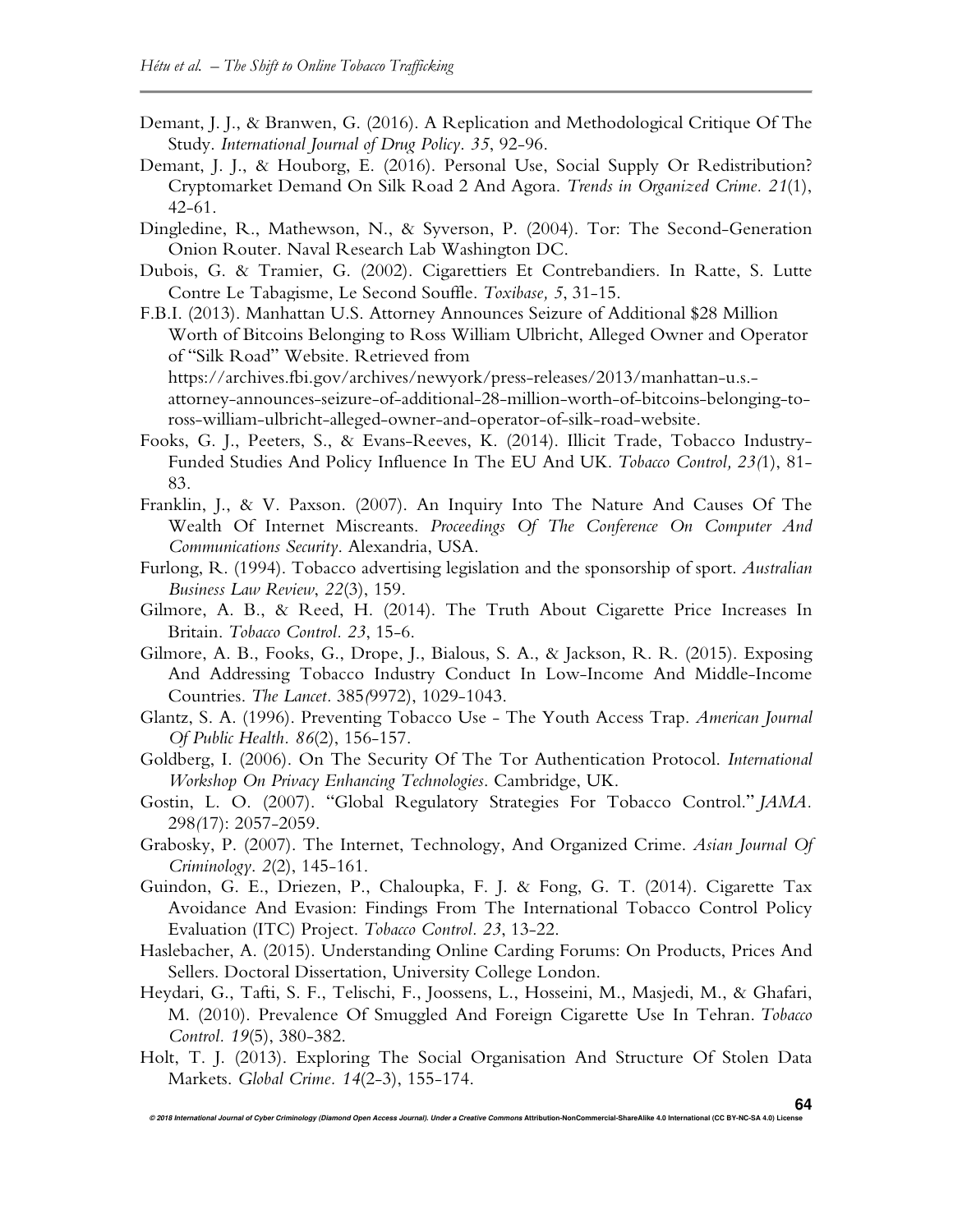Demant, J. J., & Branwen, G. (2016). A Replication and Methodological Critique Of The Study. *International Journal of Drug Policy. 35*, 92-96.

Demant, J. J., & Houborg, E. (2016). Personal Use, Social Supply Or Redistribution? Cryptomarket Demand On Silk Road 2 And Agora. *Trends in Organized Crime. 21*(1), 42-61.

Dingledine, R., Mathewson, N., & Syverson, P. (2004). Tor: The Second-Generation Onion Router. Naval Research Lab Washington DC.

Dubois, G. & Tramier, G. (2002). Cigarettiers Et Contrebandiers. In Ratte, S. Lutte Contre Le Tabagisme, Le Second Souffle. *Toxibase, 5*, 31-15.

F.B.I. (2013). Manhattan U.S. Attorney Announces Seizure of Additional $28 Million Worth of Bitcoins Belonging to Ross William Ulbricht, Alleged Owner and Operator of "Silk Road" Website. Retrieved from https://archives.fbi.gov/archives/newyork/press-releases/2013/manhattan-u.s.-attorney-announces-seizure-of-additional-28-million-worth-of-bitcoins-belonging-to-ross-william-ulbricht-alleged-owner-and-operator-of-silk-road-website.

Fooks, G. J., Peeters, S., & Evans-Reeves, K. (2014). Illicit Trade, Tobacco Industry-Funded Studies And Policy Influence In The EU And UK. *Tobacco Control, 23(*1), 81-83.

Franklin, J., & V. Paxson. (2007). An Inquiry Into The Nature And Causes Of The Wealth Of Internet Miscreants. *Proceedings Of The Conference On Computer And Communications Security*. Alexandria, USA.

Furlong, R. (1994). Tobacco advertising legislation and the sponsorship of sport. *Australian Business Law Review*, *22*(3), 159.

Gilmore, A. B., & Reed, H. (2014). The Truth About Cigarette Price Increases In Britain. *Tobacco Control. 23*, 15-6.

Gilmore, A. B., Fooks, G., Drope, J., Bialous, S. A., & Jackson, R. R. (2015). Exposing And Addressing Tobacco Industry Conduct In Low-Income And Middle-Income Countries. *The Lancet*. 385*(*9972), 1029-1043.

Glantz, S. A. (1996). Preventing Tobacco Use - The Youth Access Trap. *American Journal Of Public Health. 86*(2), 156-157.

Goldberg, I. (2006). On The Security Of The Tor Authentication Protocol. *International Workshop On Privacy Enhancing Technologies*. Cambridge, UK.

Gostin, L. O. (2007). "Global Regulatory Strategies For Tobacco Control." *JAMA*. 298*(*17): 2057-2059.

Grabosky, P. (2007). The Internet, Technology, And Organized Crime. *Asian Journal Of Criminology. 2*(2), 145-161.

Guindon, G. E., Driezen, P., Chaloupka, F. J. & Fong, G. T. (2014). Cigarette Tax Avoidance And Evasion: Findings From The International Tobacco Control Policy Evaluation (ITC) Project. *Tobacco Control. 23*, 13-22.

Haslebacher, A. (2015). Understanding Online Carding Forums: On Products, Prices And Sellers. Doctoral Dissertation, University College London.

Heydari, G., Tafti, S. F., Telischi, F., Joossens, L., Hosseini, M., Masjedi, M., & Ghafari, M. (2010). Prevalence Of Smuggled And Foreign Cigarette Use In Tehran. *Tobacco Control. 19*(5), 380-382.

Holt, T. J. (2013). Exploring The Social Organisation And Structure Of Stolen Data Markets. *Global Crime. 14*(2-3), 155-174.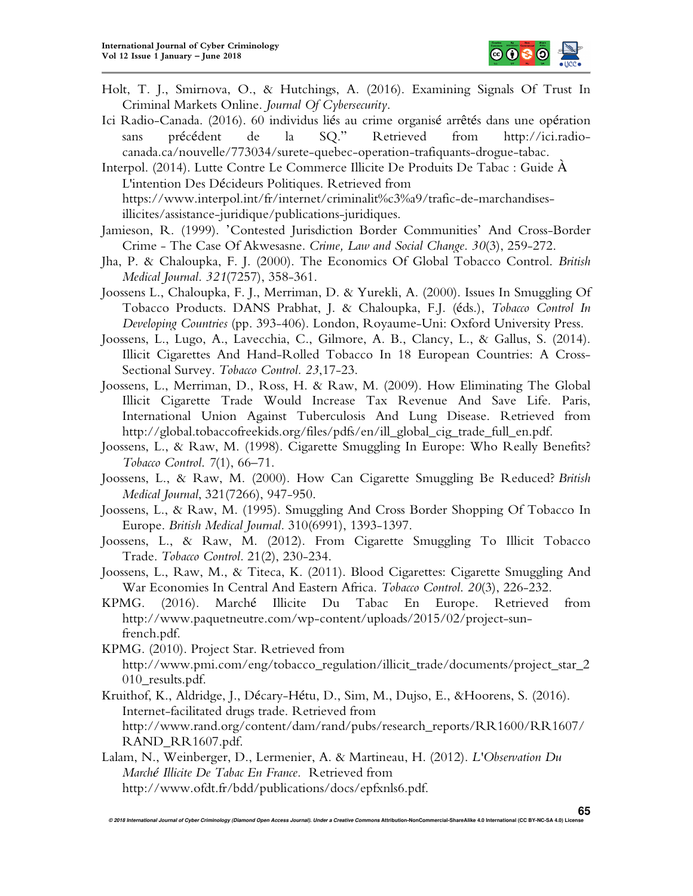Holt, T. J., Smirnova, O., & Hutchings, A. (2016). Examining Signals Of Trust In Criminal Markets Online. *Journal Of Cybersecurity*.

Ici Radio-Canada. (2016). 60 individus liés au crime organisé arrêtés dans une opération sans précédent de la SQ." Retrieved from http://ici.radio-canada.ca/nouvelle/773034/surete-quebec-operation-trafiquants-drogue-tabac.

Interpol. (2014). Lutte Contre Le Commerce Illicite De Produits De Tabac : Guide À L'intention Des Décideurs Politiques. Retrieved from https://www.interpol.int/fr/internet/criminalit%c3%a9/trafic-de-marchandises-illicites/assistance-juridique/publications-juridiques.

Jamieson, R. (1999). 'Contested Jurisdiction Border Communities' And Cross-Border Crime - The Case Of Akwesasne. *Crime, Law and Social Change*. *30*(3), 259-272.

Jha, P. & Chaloupka, F. J. (2000). The Economics Of Global Tobacco Control. *British Medical Journal*. *321*(7257), 358-361.

Joossens L., Chaloupka, F. J., Merriman, D. & Yurekli, A. (2000). Issues In Smuggling Of Tobacco Products. DANS Prabhat, J. & Chaloupka, F.J. (éds.), *Tobacco Control In Developing Countries* (pp. 393-406). London, Royaume-Uni: Oxford University Press.

Joossens, L., Lugo, A., Lavecchia, C., Gilmore, A. B., Clancy, L., & Gallus, S. (2014). Illicit Cigarettes And Hand-Rolled Tobacco In 18 European Countries: A Cross-Sectional Survey. *Tobacco Control*. *23*,17-23.

Joossens, L., Merriman, D., Ross, H. & Raw, M. (2009). How Eliminating The Global Illicit Cigarette Trade Would Increase Tax Revenue And Save Life. Paris, International Union Against Tuberculosis And Lung Disease. Retrieved from http://global.tobaccofreekids.org/files/pdfs/en/ill_global_cig_trade_full_en.pdf.

Joossens, L., & Raw, M. (1998). Cigarette Smuggling In Europe: Who Really Benefits? *Tobacco Control*. 7(1), 66–71.

Joossens, L., & Raw, M. (2000). How Can Cigarette Smuggling Be Reduced? *British Medical Journal*, 321(7266), 947-950.

Joossens, L., & Raw, M. (1995). Smuggling And Cross Border Shopping Of Tobacco In Europe. *British Medical Journal*. 310(6991), 1393-1397.

Joossens, L., & Raw, M. (2012). From Cigarette Smuggling To Illicit Tobacco Trade. *Tobacco Control*. 21(2), 230-234.

Joossens, L., Raw, M., & Titeca, K. (2011). Blood Cigarettes: Cigarette Smuggling And War Economies In Central And Eastern Africa. *Tobacco Control*. *20*(3), 226-232.

KPMG. (2016). Marché Illicite Du Tabac En Europe. Retrieved from http://www.paquetneutre.com/wp-content/uploads/2015/02/project-sun-french.pdf.

KPMG. (2010). Project Star. Retrieved from http://www.pmi.com/eng/tobacco_regulation/illicit_trade/documents/project_star_2010_results.pdf.

Kruithof, K., Aldridge, J., Décary-Hétu, D., Sim, M., Dujso, E., &Hoorens, S. (2016). Internet-facilitated drugs trade. Retrieved from http://www.rand.org/content/dam/rand/pubs/research_reports/RR1600/RR1607/RAND_RR1607.pdf.

Lalam, N., Weinberger, D., Lermenier, A. & Martineau, H. (2012). *L'Observation Du Marché Illicite De Tabac En France*. Retrieved from http://www.ofdt.fr/bdd/publications/docs/epfxnls6.pdf.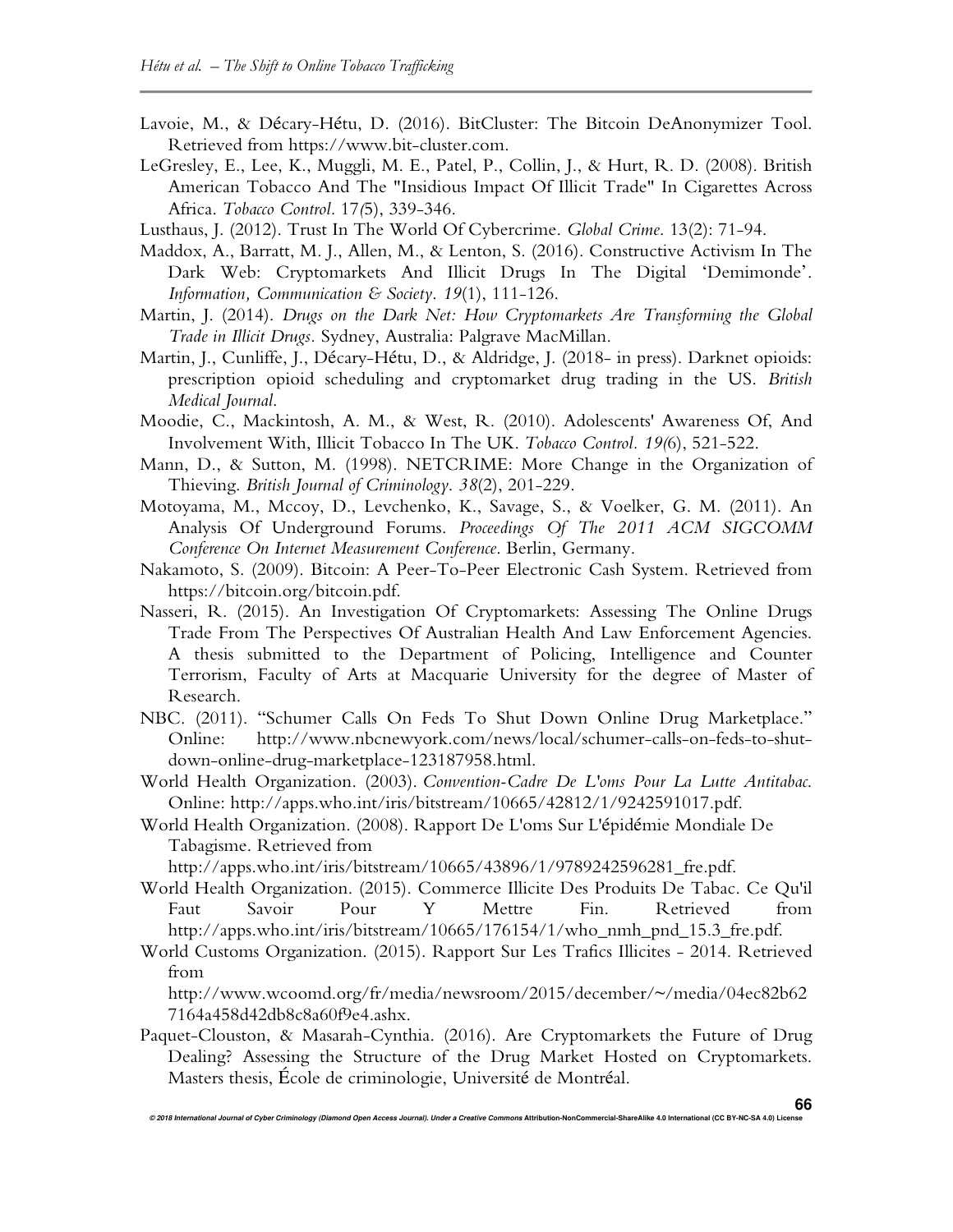Lavoie, M., & Décary-Hétu, D. (2016). BitCluster: The Bitcoin DeAnonymizer Tool. Retrieved from https://www.bit-cluster.com.

LeGresley, E., Lee, K., Muggli, M. E., Patel, P., Collin, J., & Hurt, R. D. (2008). British American Tobacco And The "Insidious Impact Of Illicit Trade" In Cigarettes Across Africa. *Tobacco Control*. 17*(*5), 339-346.

Lusthaus, J. (2012). Trust In The World Of Cybercrime. *Global Crime*. 13(2): 71-94.

Maddox, A., Barratt, M. J., Allen, M., & Lenton, S. (2016). Constructive Activism In The Dark Web: Cryptomarkets And Illicit Drugs In The Digital 'Demimonde'. *Information, Communication & Society*. *19*(1), 111-126.

Martin, J. (2014). *Drugs on the Dark Net: How Cryptomarkets Are Transforming the Global Trade in Illicit Drugs*. Sydney, Australia: Palgrave MacMillan.

Martin, J., Cunliffe, J., Décary-Hétu, D., & Aldridge, J. (2018- in press). Darknet opioids: prescription opioid scheduling and cryptomarket drug trading in the US. *British Medical Journal*.

Moodie, C., Mackintosh, A. M., & West, R. (2010). Adolescents' Awareness Of, And Involvement With, Illicit Tobacco In The UK. *Tobacco Control*. *19(*6), 521-522.

Mann, D., & Sutton, M. (1998). NETCRIME: More Change in the Organization of Thieving. *British Journal of Criminology*. *38*(2), 201-229.

Motoyama, M., Mccoy, D., Levchenko, K., Savage, S., & Voelker, G. M. (2011). An Analysis Of Underground Forums. *Proceedings Of The 2011 ACM SIGCOMM Conference On Internet Measurement Conference*. Berlin, Germany.

Nakamoto, S. (2009). Bitcoin: A Peer-To-Peer Electronic Cash System. Retrieved from https://bitcoin.org/bitcoin.pdf.

Nasseri, R. (2015). An Investigation Of Cryptomarkets: Assessing The Online Drugs Trade From The Perspectives Of Australian Health And Law Enforcement Agencies. A thesis submitted to the Department of Policing, Intelligence and Counter Terrorism, Faculty of Arts at Macquarie University for the degree of Master of Research.

NBC. (2011). "Schumer Calls On Feds To Shut Down Online Drug Marketplace." Online: http://www.nbcnewyork.com/news/local/schumer-calls-on-feds-to-shut-down-online-drug-marketplace-123187958.html.

World Health Organization. (2003). *Convention-Cadre De L'oms Pour La Lutte Antitabac*. Online: http://apps.who.int/iris/bitstream/10665/42812/1/9242591017.pdf.

World Health Organization. (2008). Rapport De L'oms Sur L'épidémie Mondiale De Tabagisme. Retrieved from http://apps.who.int/iris/bitstream/10665/43896/1/9789242596281_fre.pdf.

World Health Organization. (2015). Commerce Illicite Des Produits De Tabac. Ce Qu'il Faut Savoir Pour Y Mettre Fin. Retrieved from http://apps.who.int/iris/bitstream/10665/176154/1/who_nmh_pnd_15.3_fre.pdf.

World Customs Organization. (2015). Rapport Sur Les Trafics Illicites - 2014. Retrieved from http://www.wcoomd.org/fr/media/newsroom/2015/december/~/media/04ec82b627164a458d42db8c8a60f9e4.ashx.

Paquet-Clouston, & Masarah-Cynthia. (2016). Are Cryptomarkets the Future of Drug Dealing? Assessing the Structure of the Drug Market Hosted on Cryptomarkets. Masters thesis, École de criminologie, Université de Montréal.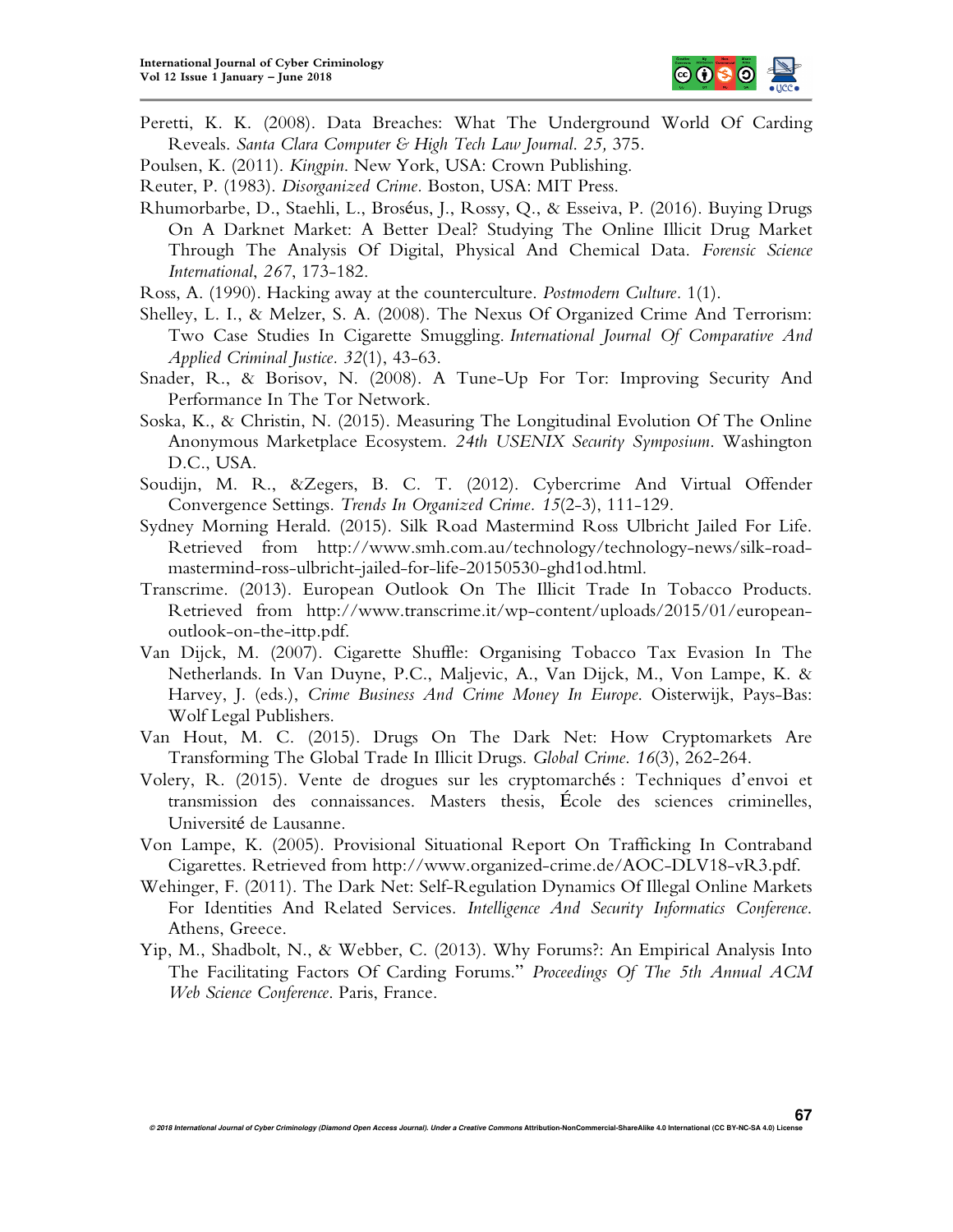Peretti, K. K. (2008). Data Breaches: What The Underground World Of Carding Reveals. *Santa Clara Computer & High Tech Law Journal*. *25,* 375.

Poulsen, K. (2011). *Kingpin*. New York, USA: Crown Publishing.

Reuter, P. (1983). *Disorganized Crime*. Boston, USA: MIT Press.

Rhumorbarbe, D., Staehli, L., Broséus, J., Rossy, Q., & Esseiva, P. (2016). Buying Drugs On A Darknet Market: A Better Deal? Studying The Online Illicit Drug Market Through The Analysis Of Digital, Physical And Chemical Data. *Forensic Science International*, *267*, 173-182.

Ross, A. (1990). Hacking away at the counterculture. *Postmodern Culture*. 1(1).

Shelley, L. I., & Melzer, S. A. (2008). The Nexus Of Organized Crime And Terrorism: Two Case Studies In Cigarette Smuggling. *International Journal Of Comparative And Applied Criminal Justice*. *32*(1), 43-63.

Snader, R., & Borisov, N. (2008). A Tune-Up For Tor: Improving Security And Performance In The Tor Network.

Soska, K., & Christin, N. (2015). Measuring The Longitudinal Evolution Of The Online Anonymous Marketplace Ecosystem. *24th USENIX Security Symposium*. Washington D.C., USA.

Soudijn, M. R., &Zegers, B. C. T. (2012). Cybercrime And Virtual Offender Convergence Settings. *Trends In Organized Crime*. *15*(2-3), 111-129.

Sydney Morning Herald. (2015). Silk Road Mastermind Ross Ulbricht Jailed For Life. Retrieved from http://www.smh.com.au/technology/technology-news/silk-road-mastermind-ross-ulbricht-jailed-for-life-20150530-ghd1od.html.

Transcrime. (2013). European Outlook On The Illicit Trade In Tobacco Products. Retrieved from http://www.transcrime.it/wp-content/uploads/2015/01/european-outlook-on-the-ittp.pdf.

Van Dijck, M. (2007). Cigarette Shuffle: Organising Tobacco Tax Evasion In The Netherlands. In Van Duyne, P.C., Maljevic, A., Van Dijck, M., Von Lampe, K. & Harvey, J. (eds.), *Crime Business And Crime Money In Europe*. Oisterwijk, Pays-Bas: Wolf Legal Publishers.

Van Hout, M. C. (2015). Drugs On The Dark Net: How Cryptomarkets Are Transforming The Global Trade In Illicit Drugs. *Global Crime*. *16*(3), 262-264.

Volery, R. (2015). Vente de drogues sur les cryptomarchés : Techniques d'envoi et transmission des connaissances. Masters thesis, École des sciences criminelles, Université de Lausanne.

Von Lampe, K. (2005). Provisional Situational Report On Trafficking In Contraband Cigarettes. Retrieved from http://www.organized-crime.de/AOC-DLV18-vR3.pdf.

Wehinger, F. (2011). The Dark Net: Self-Regulation Dynamics Of Illegal Online Markets For Identities And Related Services. *Intelligence And Security Informatics Conference*. Athens, Greece.

Yip, M., Shadbolt, N., & Webber, C. (2013). Why Forums?: An Empirical Analysis Into The Facilitating Factors Of Carding Forums." *Proceedings Of The 5th Annual ACM Web Science Conference*. Paris, France.